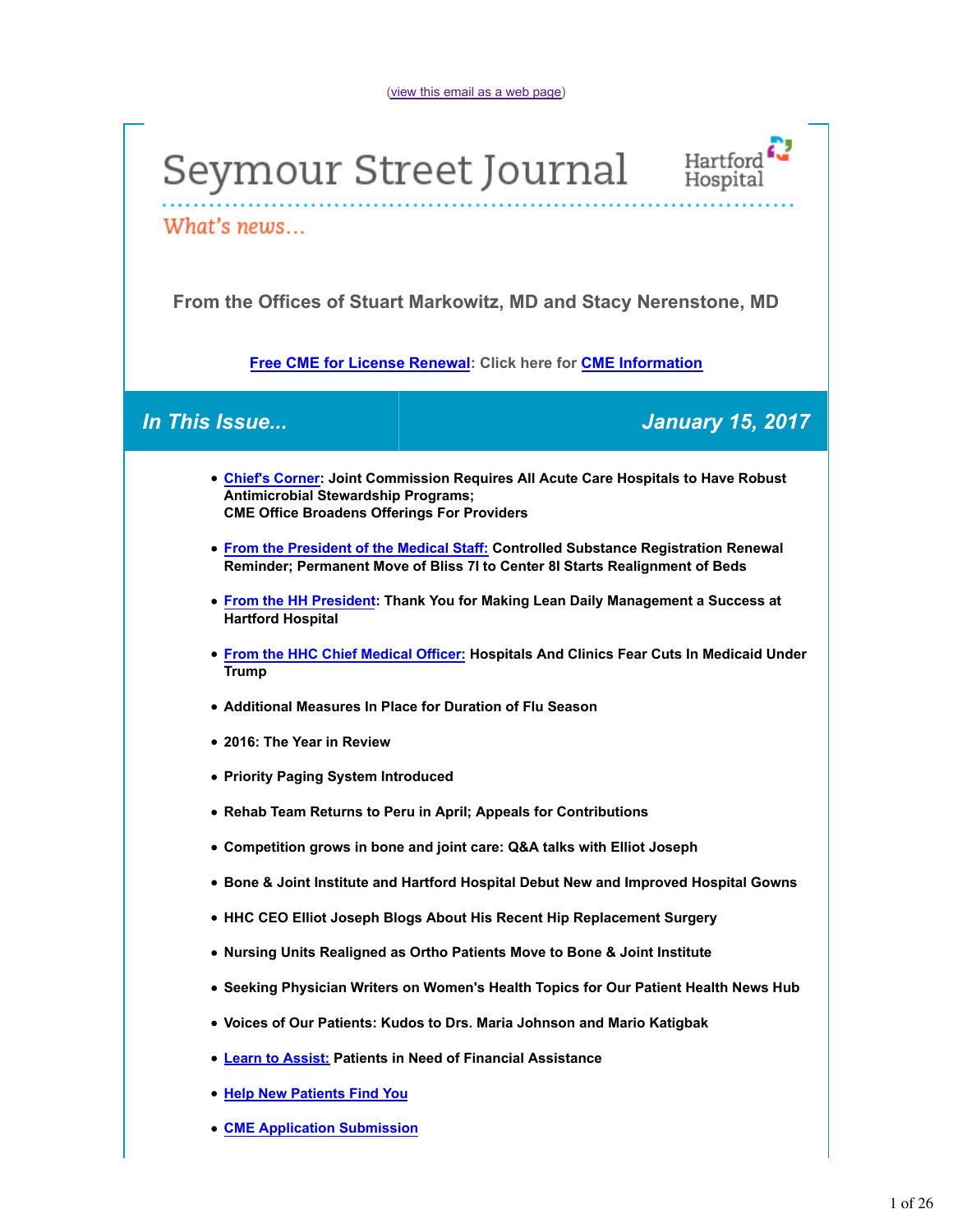(view this email as a web page)

# Seymour Street Journal

Hartford Hospital

*What's news...*

### From the Offices of Stuart Markowitz, MD and Stacy Nerenstone, MD

**Free CME for License Renewal: Click here for CME Information**

## *In This Issue...* *January 15, 2017*

- **Chief's Corner: Joint Commission Requires All Acute Care Hospitals to Have Robust Antimicrobial Stewardship Programs; CME Office Broadens Offerings For Providers**
- **From the President of the Medical Staff: Controlled Substance Registration Renewal Reminder; Permanent Move of Bliss 7I to Center 8I Starts Realignment of Beds**
- **From the HH President: Thank You for Making Lean Daily Management a Success at Hartford Hospital**
- **From the HHC Chief Medical Officer: Hospitals And Clinics Fear Cuts In Medicaid Under Trump**
- **Additional Measures In Place for Duration of Flu Season**
- **2016: The Year in Review**
- **Priority Paging System Introduced**
- **Rehab Team Returns to Peru in April; Appeals for Contributions**
- **Competition grows in bone and joint care: Q&A talks with Elliot Joseph**
- **Bone & Joint Institute and Hartford Hospital Debut New and Improved Hospital Gowns**
- **HHC CEO Elliot Joseph Blogs About His Recent Hip Replacement Surgery**
- **Nursing Units Realigned as Ortho Patients Move to Bone & Joint Institute**
- **Seeking Physician Writers on Women's Health Topics for Our Patient Health News Hub**
- **Voices of Our Patients: Kudos to Drs. Maria Johnson and Mario Katigbak**
- **Learn to Assist: Patients in Need of Financial Assistance**
- **Help New Patients Find You**
- **CME Application Submission**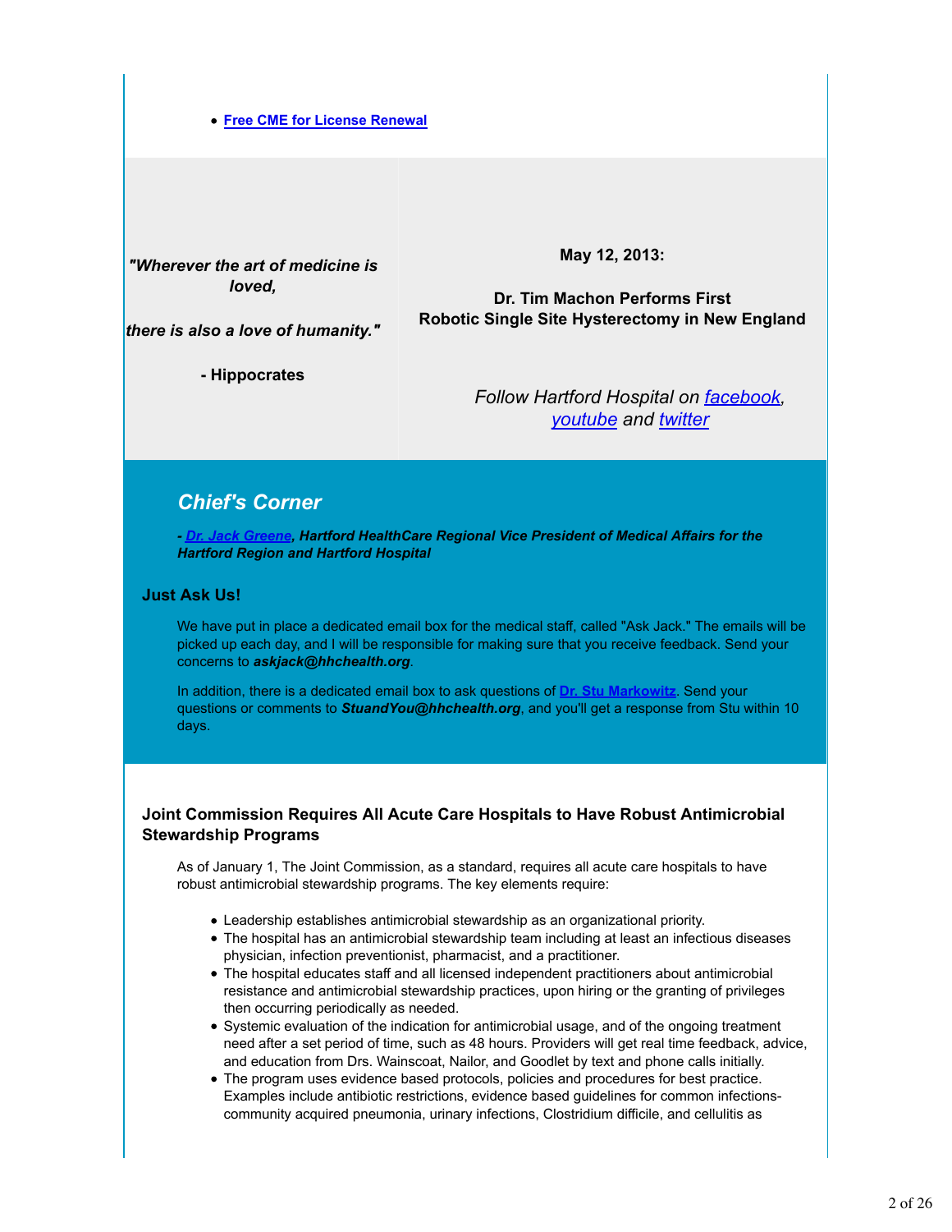- **[Free CME for License Renewal]**

*"Wherever the art of medicine is loved,*

*there is also a love of humanity."*

**- Hippocrates**

**May 12, 2013:**

**Dr. Tim Machon Performs First Robotic Single Site Hysterectomy in New England**

*Follow Hartford Hospital on facebook, youtube and twitter*

## *Chief's Corner*

***- Dr. Jack Greene, Hartford HealthCare Regional Vice President of Medical Affairs for the Hartford Region and Hartford Hospital***

### Just Ask Us!

We have put in place a dedicated email box for the medical staff, called "Ask Jack." The emails will be picked up each day, and I will be responsible for making sure that you receive feedback. Send your concerns to ***askjack@hhchealth.org***.

In addition, there is a dedicated email box to ask questions of **Dr. Stu Markowitz**. Send your questions or comments to ***StuandYou@hhchealth.org***, and you'll get a response from Stu within 10 days.

### Joint Commission Requires All Acute Care Hospitals to Have Robust Antimicrobial Stewardship Programs

As of January 1, The Joint Commission, as a standard, requires all acute care hospitals to have robust antimicrobial stewardship programs. The key elements require:

- Leadership establishes antimicrobial stewardship as an organizational priority.
- The hospital has an antimicrobial stewardship team including at least an infectious diseases physician, infection preventionist, pharmacist, and a practitioner.
- The hospital educates staff and all licensed independent practitioners about antimicrobial resistance and antimicrobial stewardship practices, upon hiring or the granting of privileges then occurring periodically as needed.
- Systemic evaluation of the indication for antimicrobial usage, and of the ongoing treatment need after a set period of time, such as 48 hours. Providers will get real time feedback, advice, and education from Drs. Wainscoat, Nailor, and Goodlet by text and phone calls initially.
- The program uses evidence based protocols, policies and procedures for best practice. Examples include antibiotic restrictions, evidence based guidelines for common infections- community acquired pneumonia, urinary infections, Clostridium difficile, and cellulitis as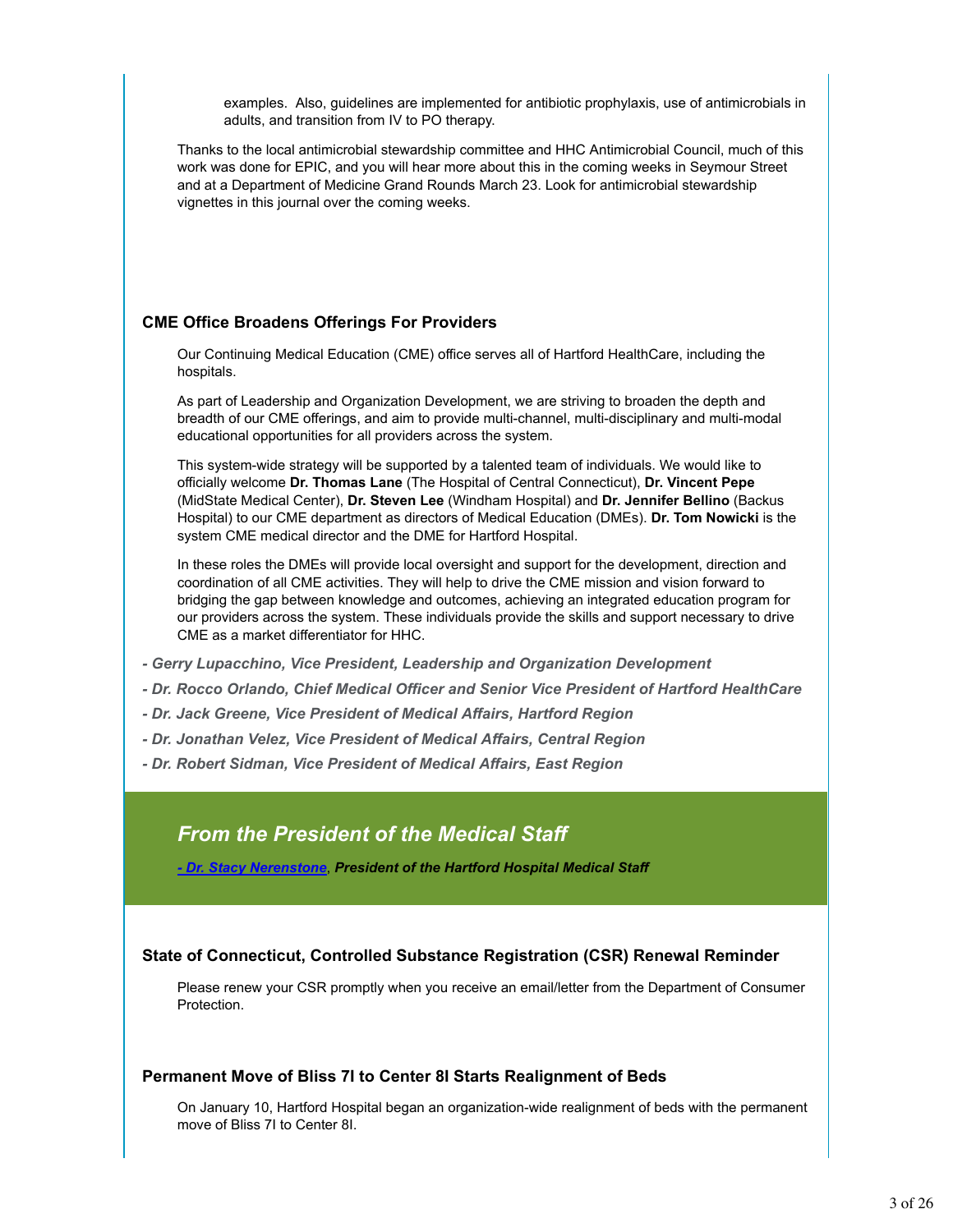examples. Also, guidelines are implemented for antibiotic prophylaxis, use of antimicrobials in adults, and transition from IV to PO therapy.

Thanks to the local antimicrobial stewardship committee and HHC Antimicrobial Council, much of this work was done for EPIC, and you will hear more about this in the coming weeks in Seymour Street and at a Department of Medicine Grand Rounds March 23. Look for antimicrobial stewardship vignettes in this journal over the coming weeks.

### CME Office Broadens Offerings For Providers

Our Continuing Medical Education (CME) office serves all of Hartford HealthCare, including the hospitals.

As part of Leadership and Organization Development, we are striving to broaden the depth and breadth of our CME offerings, and aim to provide multi-channel, multi-disciplinary and multi-modal educational opportunities for all providers across the system.

This system-wide strategy will be supported by a talented team of individuals. We would like to officially welcome **Dr. Thomas Lane** (The Hospital of Central Connecticut), **Dr. Vincent Pepe** (MidState Medical Center), **Dr. Steven Lee** (Windham Hospital) and **Dr. Jennifer Bellino** (Backus Hospital) to our CME department as directors of Medical Education (DMEs). **Dr. Tom Nowicki** is the system CME medical director and the DME for Hartford Hospital.

In these roles the DMEs will provide local oversight and support for the development, direction and coordination of all CME activities. They will help to drive the CME mission and vision forward to bridging the gap between knowledge and outcomes, achieving an integrated education program for our providers across the system. These individuals provide the skills and support necessary to drive CME as a market differentiator for HHC.

***- Gerry Lupacchino, Vice President, Leadership and Organization Development***

***- Dr. Rocco Orlando, Chief Medical Officer and Senior Vice President of Hartford HealthCare***

***- Dr. Jack Greene, Vice President of Medical Affairs, Hartford Region***

***- Dr. Jonathan Velez, Vice President of Medical Affairs, Central Region***

***- Dr. Robert Sidman, Vice President of Medical Affairs, East Region***

## *From the President of the Medical Staff*

***- Dr. Stacy Nerenstone, President of the Hartford Hospital Medical Staff***

### State of Connecticut, Controlled Substance Registration (CSR) Renewal Reminder

Please renew your CSR promptly when you receive an email/letter from the Department of Consumer Protection.

### Permanent Move of Bliss 7I to Center 8I Starts Realignment of Beds

On January 10, Hartford Hospital began an organization-wide realignment of beds with the permanent move of Bliss 7I to Center 8I.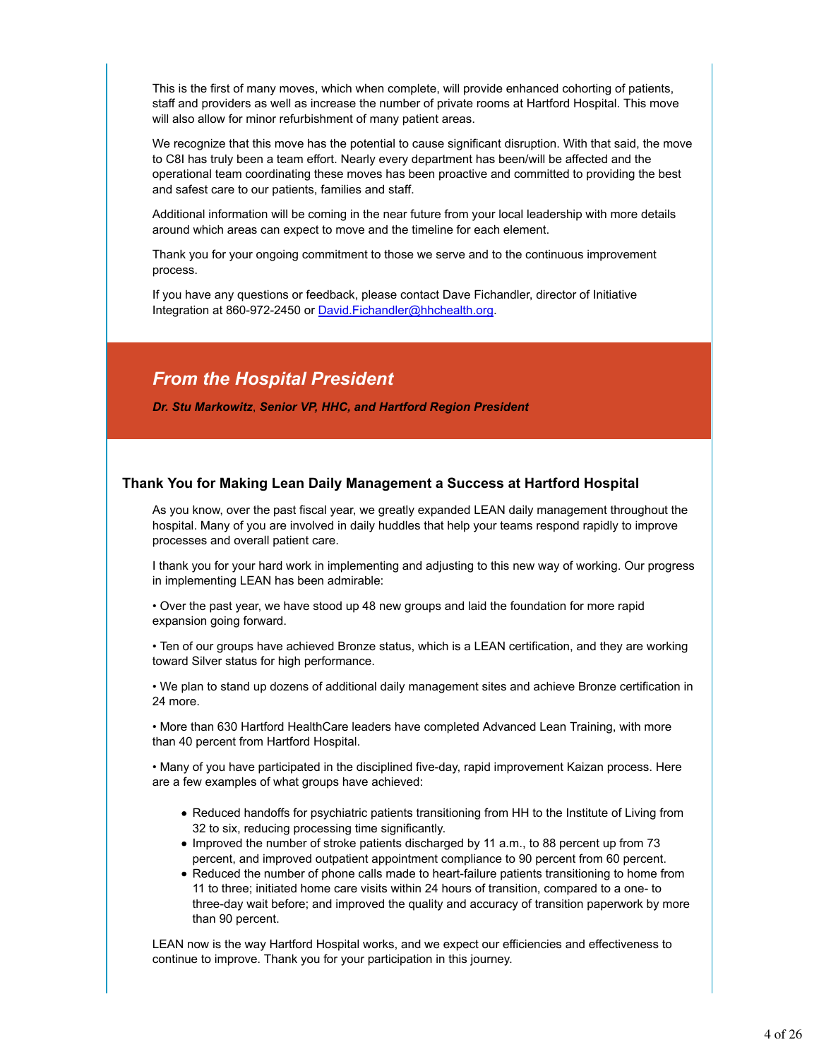This is the first of many moves, which when complete, will provide enhanced cohorting of patients, staff and providers as well as increase the number of private rooms at Hartford Hospital. This move will also allow for minor refurbishment of many patient areas.

We recognize that this move has the potential to cause significant disruption. With that said, the move to C8I has truly been a team effort. Nearly every department has been/will be affected and the operational team coordinating these moves has been proactive and committed to providing the best and safest care to our patients, families and staff.

Additional information will be coming in the near future from your local leadership with more details around which areas can expect to move and the timeline for each element.

Thank you for your ongoing commitment to those we serve and to the continuous improvement process.

If you have any questions or feedback, please contact Dave Fichandler, director of Initiative Integration at 860-972-2450 or [David.Fichandler@hhchealth.org](mailto:David.Fichandler@hhchealth.org).

## *From the Hospital President*

***Dr. Stu Markowitz, Senior VP, HHC, and Hartford Region President***

### Thank You for Making Lean Daily Management a Success at Hartford Hospital

As you know, over the past fiscal year, we greatly expanded LEAN daily management throughout the hospital. Many of you are involved in daily huddles that help your teams respond rapidly to improve processes and overall patient care.

I thank you for your hard work in implementing and adjusting to this new way of working. Our progress in implementing LEAN has been admirable:

• Over the past year, we have stood up 48 new groups and laid the foundation for more rapid expansion going forward.

• Ten of our groups have achieved Bronze status, which is a LEAN certification, and they are working toward Silver status for high performance.

• We plan to stand up dozens of additional daily management sites and achieve Bronze certification in 24 more.

• More than 630 Hartford HealthCare leaders have completed Advanced Lean Training, with more than 40 percent from Hartford Hospital.

• Many of you have participated in the disciplined five-day, rapid improvement Kaizan process. Here are a few examples of what groups have achieved:

- Reduced handoffs for psychiatric patients transitioning from HH to the Institute of Living from 32 to six, reducing processing time significantly.
- Improved the number of stroke patients discharged by 11 a.m., to 88 percent up from 73 percent, and improved outpatient appointment compliance to 90 percent from 60 percent.
- Reduced the number of phone calls made to heart-failure patients transitioning to home from 11 to three; initiated home care visits within 24 hours of transition, compared to a one- to three-day wait before; and improved the quality and accuracy of transition paperwork by more than 90 percent.

LEAN now is the way Hartford Hospital works, and we expect our efficiencies and effectiveness to continue to improve. Thank you for your participation in this journey.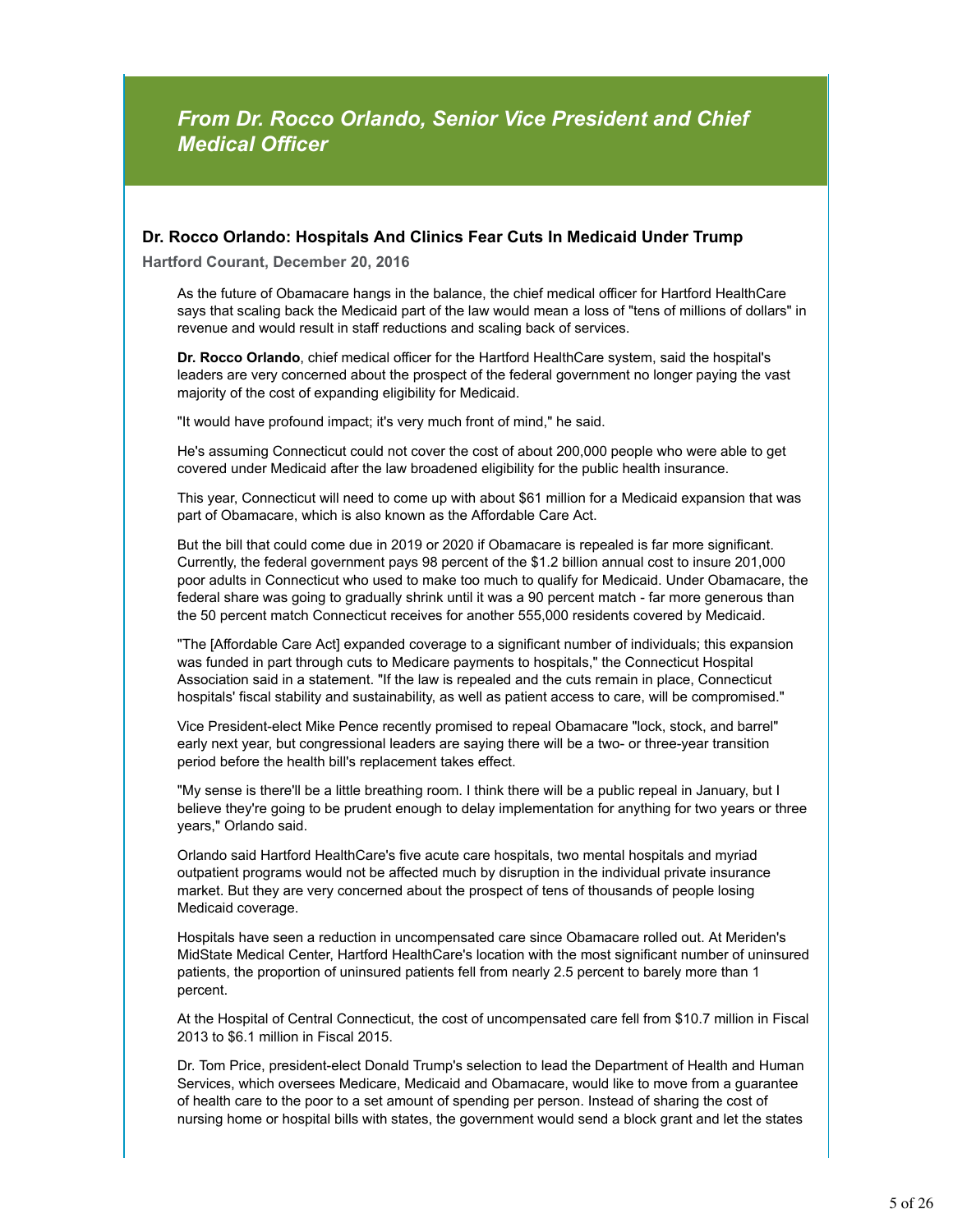## *From Dr. Rocco Orlando, Senior Vice President and Chief Medical Officer*

### Dr. Rocco Orlando: Hospitals And Clinics Fear Cuts In Medicaid Under Trump

**Hartford Courant, December 20, 2016**

As the future of Obamacare hangs in the balance, the chief medical officer for Hartford HealthCare says that scaling back the Medicaid part of the law would mean a loss of "tens of millions of dollars" in revenue and would result in staff reductions and scaling back of services.

**Dr. Rocco Orlando**, chief medical officer for the Hartford HealthCare system, said the hospital's leaders are very concerned about the prospect of the federal government no longer paying the vast majority of the cost of expanding eligibility for Medicaid.

"It would have profound impact; it's very much front of mind," he said.

He's assuming Connecticut could not cover the cost of about 200,000 people who were able to get covered under Medicaid after the law broadened eligibility for the public health insurance.

This year, Connecticut will need to come up with about $61 million for a Medicaid expansion that was part of Obamacare, which is also known as the Affordable Care Act.

But the bill that could come due in 2019 or 2020 if Obamacare is repealed is far more significant. Currently, the federal government pays 98 percent of the $1.2 billion annual cost to insure 201,000 poor adults in Connecticut who used to make too much to qualify for Medicaid. Under Obamacare, the federal share was going to gradually shrink until it was a 90 percent match - far more generous than the 50 percent match Connecticut receives for another 555,000 residents covered by Medicaid.

"The [Affordable Care Act] expanded coverage to a significant number of individuals; this expansion was funded in part through cuts to Medicare payments to hospitals," the Connecticut Hospital Association said in a statement. "If the law is repealed and the cuts remain in place, Connecticut hospitals' fiscal stability and sustainability, as well as patient access to care, will be compromised."

Vice President-elect Mike Pence recently promised to repeal Obamacare "lock, stock, and barrel" early next year, but congressional leaders are saying there will be a two- or three-year transition period before the health bill's replacement takes effect.

"My sense is there'll be a little breathing room. I think there will be a public repeal in January, but I believe they're going to be prudent enough to delay implementation for anything for two years or three years," Orlando said.

Orlando said Hartford HealthCare's five acute care hospitals, two mental hospitals and myriad outpatient programs would not be affected much by disruption in the individual private insurance market. But they are very concerned about the prospect of tens of thousands of people losing Medicaid coverage.

Hospitals have seen a reduction in uncompensated care since Obamacare rolled out. At Meriden's MidState Medical Center, Hartford HealthCare's location with the most significant number of uninsured patients, the proportion of uninsured patients fell from nearly 2.5 percent to barely more than 1 percent.

At the Hospital of Central Connecticut, the cost of uncompensated care fell from $10.7 million in Fiscal 2013 to $6.1 million in Fiscal 2015.

Dr. Tom Price, president-elect Donald Trump's selection to lead the Department of Health and Human Services, which oversees Medicare, Medicaid and Obamacare, would like to move from a guarantee of health care to the poor to a set amount of spending per person. Instead of sharing the cost of nursing home or hospital bills with states, the government would send a block grant and let the states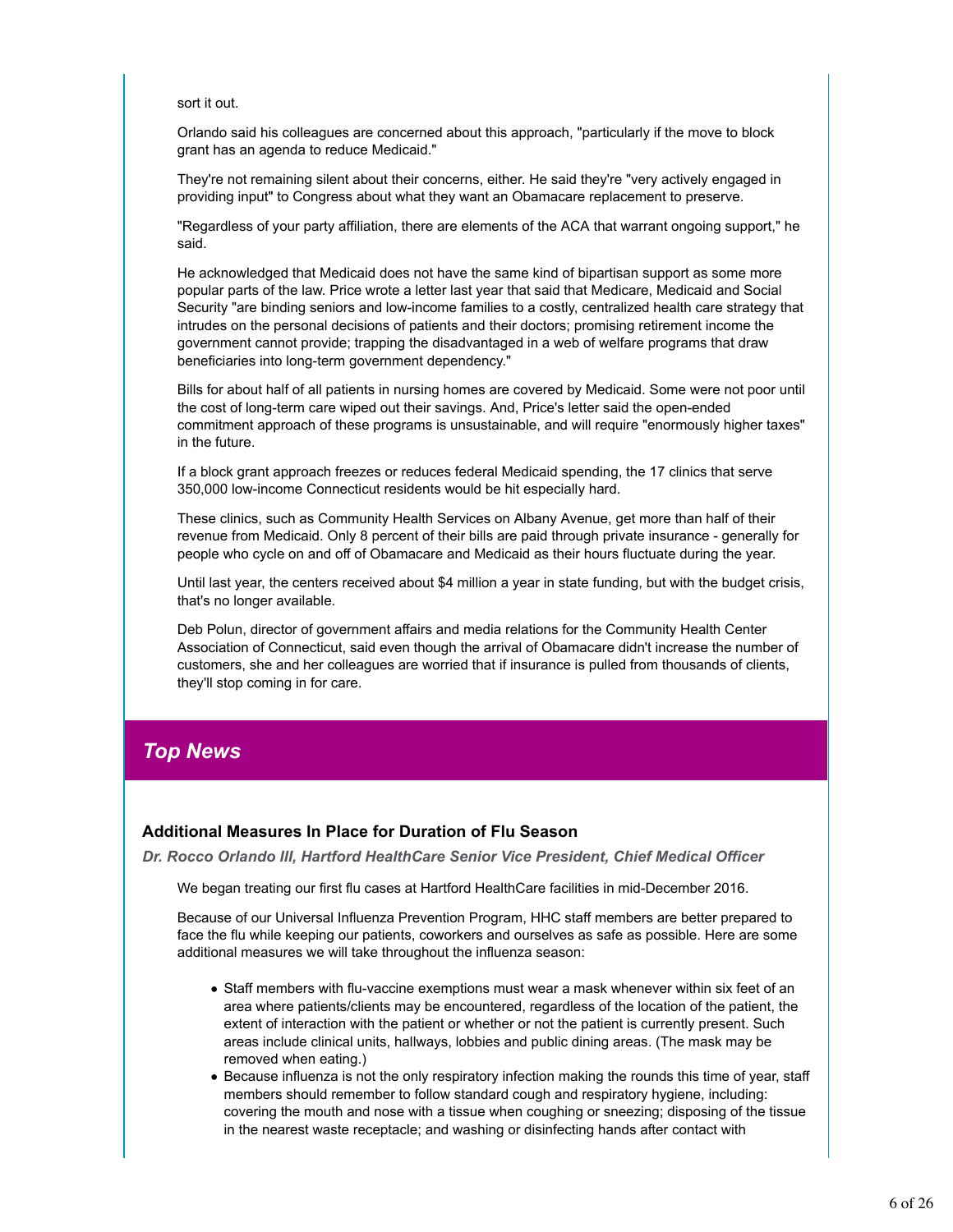sort it out.

Orlando said his colleagues are concerned about this approach, "particularly if the move to block grant has an agenda to reduce Medicaid."

They're not remaining silent about their concerns, either. He said they're "very actively engaged in providing input" to Congress about what they want an Obamacare replacement to preserve.

"Regardless of your party affiliation, there are elements of the ACA that warrant ongoing support," he said.

He acknowledged that Medicaid does not have the same kind of bipartisan support as some more popular parts of the law. Price wrote a letter last year that said that Medicare, Medicaid and Social Security "are binding seniors and low-income families to a costly, centralized health care strategy that intrudes on the personal decisions of patients and their doctors; promising retirement income the government cannot provide; trapping the disadvantaged in a web of welfare programs that draw beneficiaries into long-term government dependency."

Bills for about half of all patients in nursing homes are covered by Medicaid. Some were not poor until the cost of long-term care wiped out their savings. And, Price's letter said the open-ended commitment approach of these programs is unsustainable, and will require "enormously higher taxes" in the future.

If a block grant approach freezes or reduces federal Medicaid spending, the 17 clinics that serve 350,000 low-income Connecticut residents would be hit especially hard.

These clinics, such as Community Health Services on Albany Avenue, get more than half of their revenue from Medicaid. Only 8 percent of their bills are paid through private insurance - generally for people who cycle on and off of Obamacare and Medicaid as their hours fluctuate during the year.

Until last year, the centers received about $4 million a year in state funding, but with the budget crisis, that's no longer available.

Deb Polun, director of government affairs and media relations for the Community Health Center Association of Connecticut, said even though the arrival of Obamacare didn't increase the number of customers, she and her colleagues are worried that if insurance is pulled from thousands of clients, they'll stop coming in for care.

## *Top News*

### Additional Measures In Place for Duration of Flu Season

***Dr. Rocco Orlando III, Hartford HealthCare Senior Vice President, Chief Medical Officer***

We began treating our first flu cases at Hartford HealthCare facilities in mid-December 2016.

Because of our Universal Influenza Prevention Program, HHC staff members are better prepared to face the flu while keeping our patients, coworkers and ourselves as safe as possible. Here are some additional measures we will take throughout the influenza season:

- Staff members with flu-vaccine exemptions must wear a mask whenever within six feet of an area where patients/clients may be encountered, regardless of the location of the patient, the extent of interaction with the patient or whether or not the patient is currently present. Such areas include clinical units, hallways, lobbies and public dining areas. (The mask may be removed when eating.)
- Because influenza is not the only respiratory infection making the rounds this time of year, staff members should remember to follow standard cough and respiratory hygiene, including: covering the mouth and nose with a tissue when coughing or sneezing; disposing of the tissue in the nearest waste receptacle; and washing or disinfecting hands after contact with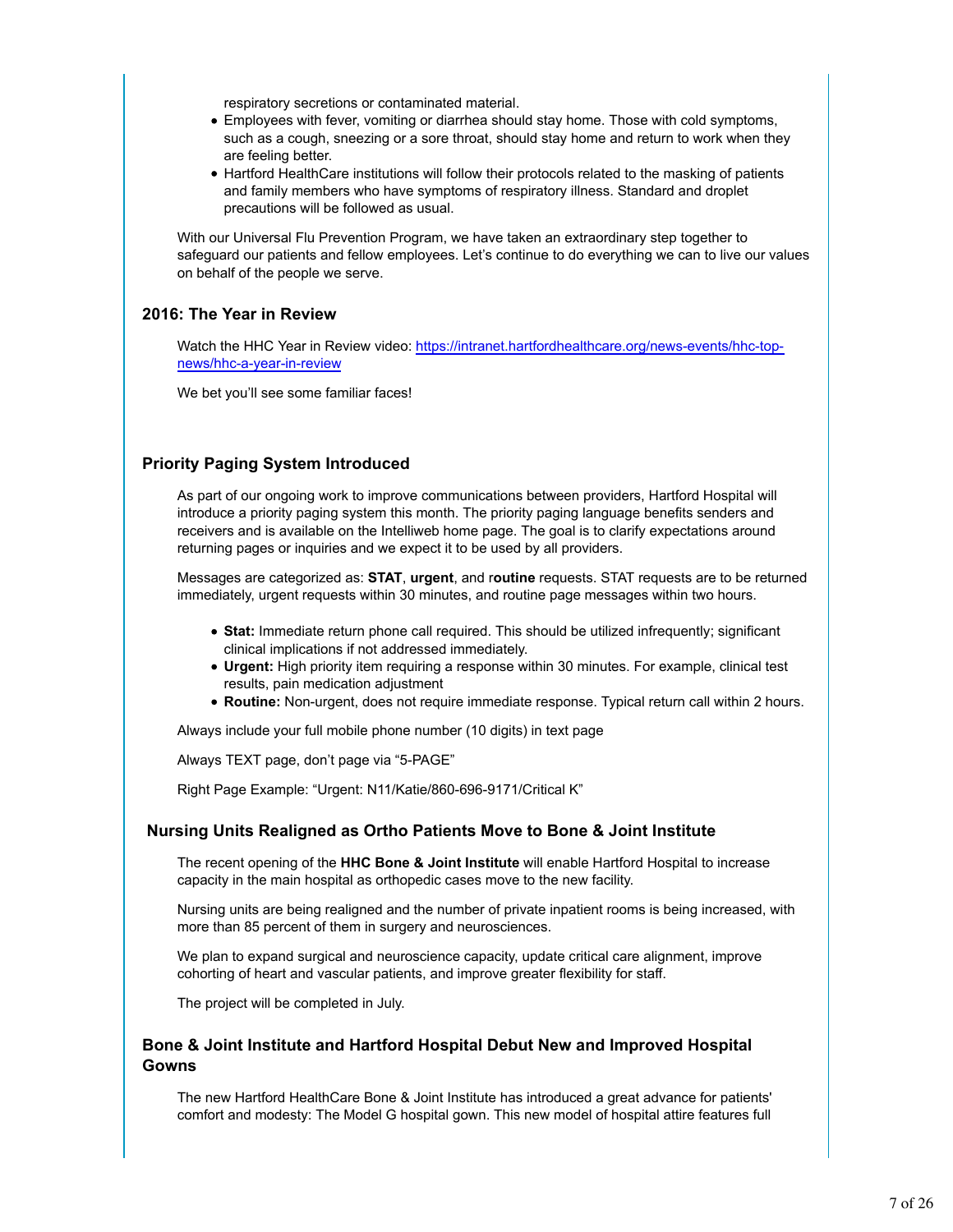respiratory secretions or contaminated material.

- Employees with fever, vomiting or diarrhea should stay home. Those with cold symptoms, such as a cough, sneezing or a sore throat, should stay home and return to work when they are feeling better.
- Hartford HealthCare institutions will follow their protocols related to the masking of patients and family members who have symptoms of respiratory illness. Standard and droplet precautions will be followed as usual.

With our Universal Flu Prevention Program, we have taken an extraordinary step together to safeguard our patients and fellow employees. Let's continue to do everything we can to live our values on behalf of the people we serve.

### 2016: The Year in Review

Watch the HHC Year in Review video: [https://intranet.hartfordhealthcare.org/news-events/hhc-top-news/hhc-a-year-in-review](https://intranet.hartfordhealthcare.org/news-events/hhc-top-news/hhc-a-year-in-review)

We bet you'll see some familiar faces!

### Priority Paging System Introduced

As part of our ongoing work to improve communications between providers, Hartford Hospital will introduce a priority paging system this month. The priority paging language benefits senders and receivers and is available on the Intelliweb home page. The goal is to clarify expectations around returning pages or inquiries and we expect it to be used by all providers.

Messages are categorized as: **STAT**, **urgent**, and r**outine** requests. STAT requests are to be returned immediately, urgent requests within 30 minutes, and routine page messages within two hours.

- **Stat:** Immediate return phone call required. This should be utilized infrequently; significant clinical implications if not addressed immediately.
- **Urgent:** High priority item requiring a response within 30 minutes. For example, clinical test results, pain medication adjustment
- **Routine:** Non-urgent, does not require immediate response. Typical return call within 2 hours.

Always include your full mobile phone number (10 digits) in text page

Always TEXT page, don't page via "5-PAGE"

Right Page Example: "Urgent: N11/Katie/860-696-9171/Critical K"

### Nursing Units Realigned as Ortho Patients Move to Bone & Joint Institute

The recent opening of the **HHC Bone & Joint Institute** will enable Hartford Hospital to increase capacity in the main hospital as orthopedic cases move to the new facility.

Nursing units are being realigned and the number of private inpatient rooms is being increased, with more than 85 percent of them in surgery and neurosciences.

We plan to expand surgical and neuroscience capacity, update critical care alignment, improve cohorting of heart and vascular patients, and improve greater flexibility for staff.

The project will be completed in July.

### Bone & Joint Institute and Hartford Hospital Debut New and Improved Hospital Gowns

The new Hartford HealthCare Bone & Joint Institute has introduced a great advance for patients' comfort and modesty: The Model G hospital gown. This new model of hospital attire features full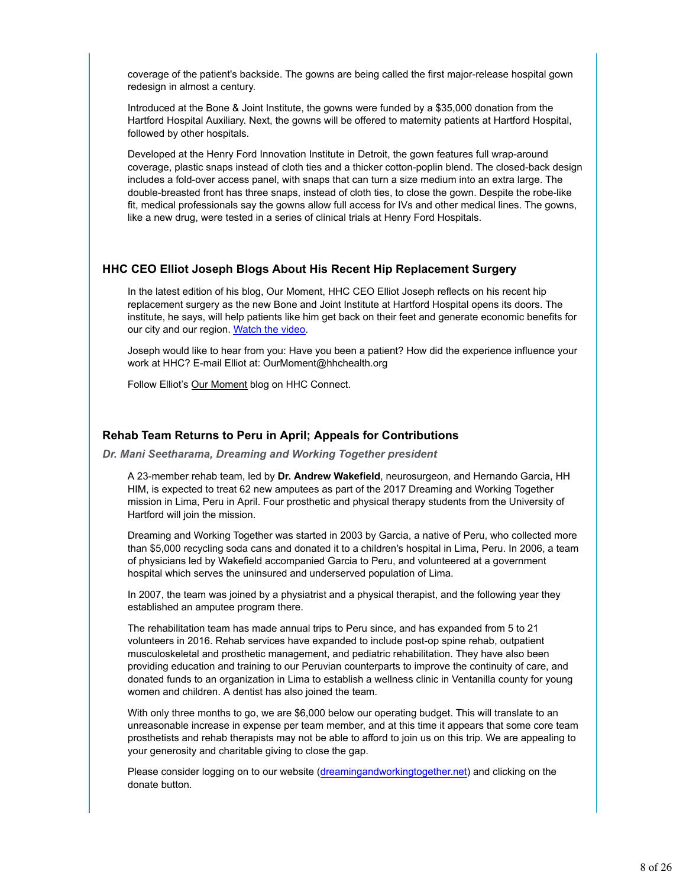coverage of the patient's backside. The gowns are being called the first major-release hospital gown redesign in almost a century.

Introduced at the Bone & Joint Institute, the gowns were funded by a $35,000 donation from the Hartford Hospital Auxiliary. Next, the gowns will be offered to maternity patients at Hartford Hospital, followed by other hospitals.

Developed at the Henry Ford Innovation Institute in Detroit, the gown features full wrap-around coverage, plastic snaps instead of cloth ties and a thicker cotton-poplin blend. The closed-back design includes a fold-over access panel, with snaps that can turn a size medium into an extra large. The double-breasted front has three snaps, instead of cloth ties, to close the gown. Despite the robe-like fit, medical professionals say the gowns allow full access for IVs and other medical lines. The gowns, like a new drug, were tested in a series of clinical trials at Henry Ford Hospitals.

### HHC CEO Elliot Joseph Blogs About His Recent Hip Replacement Surgery

In the latest edition of his blog, Our Moment, HHC CEO Elliot Joseph reflects on his recent hip replacement surgery as the new Bone and Joint Institute at Hartford Hospital opens its doors. The institute, he says, will help patients like him get back on their feet and generate economic benefits for our city and our region. Watch the video.

Joseph would like to hear from you: Have you been a patient? How did the experience influence your work at HHC? E-mail Elliot at: OurMoment@hhchealth.org

Follow Elliot's Our Moment blog on HHC Connect.

### Rehab Team Returns to Peru in April; Appeals for Contributions

***Dr. Mani Seetharama, Dreaming and Working Together president***

A 23-member rehab team, led by **Dr. Andrew Wakefield**, neurosurgeon, and Hernando Garcia, HH HIM, is expected to treat 62 new amputees as part of the 2017 Dreaming and Working Together mission in Lima, Peru in April. Four prosthetic and physical therapy students from the University of Hartford will join the mission.

Dreaming and Working Together was started in 2003 by Garcia, a native of Peru, who collected more than $5,000 recycling soda cans and donated it to a children's hospital in Lima, Peru. In 2006, a team of physicians led by Wakefield accompanied Garcia to Peru, and volunteered at a government hospital which serves the uninsured and underserved population of Lima.

In 2007, the team was joined by a physiatrist and a physical therapist, and the following year they established an amputee program there.

The rehabilitation team has made annual trips to Peru since, and has expanded from 5 to 21 volunteers in 2016. Rehab services have expanded to include post-op spine rehab, outpatient musculoskeletal and prosthetic management, and pediatric rehabilitation. They have also been providing education and training to our Peruvian counterparts to improve the continuity of care, and donated funds to an organization in Lima to establish a wellness clinic in Ventanilla county for young women and children. A dentist has also joined the team.

With only three months to go, we are $6,000 below our operating budget. This will translate to an unreasonable increase in expense per team member, and at this time it appears that some core team prosthetists and rehab therapists may not be able to afford to join us on this trip. We are appealing to your generosity and charitable giving to close the gap.

Please consider logging on to our website (dreamingandworkingtogether.net) and clicking on the donate button.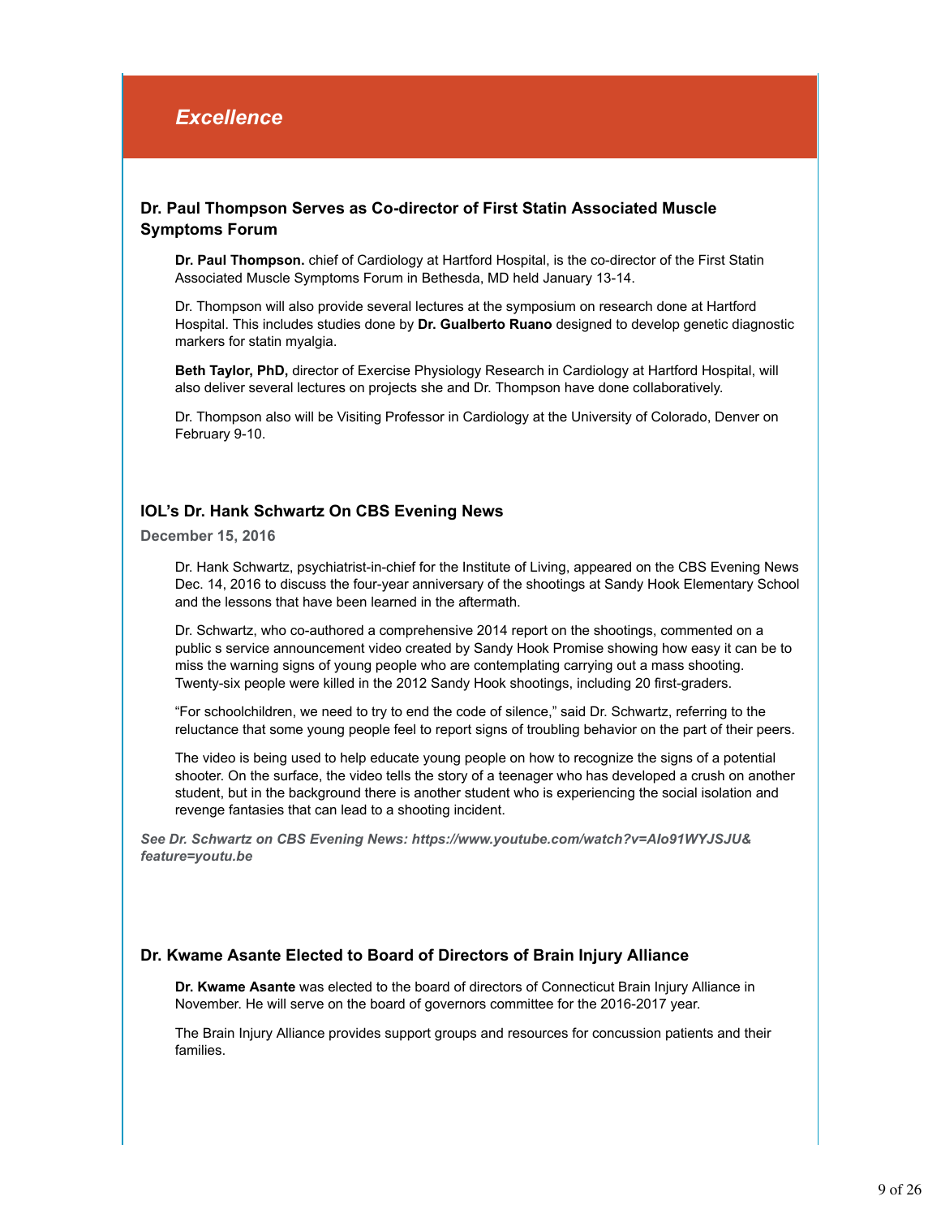# *Excellence*

### Dr. Paul Thompson Serves as Co-director of First Statin Associated Muscle Symptoms Forum

**Dr. Paul Thompson.** chief of Cardiology at Hartford Hospital, is the co-director of the First Statin Associated Muscle Symptoms Forum in Bethesda, MD held January 13-14.

Dr. Thompson will also provide several lectures at the symposium on research done at Hartford Hospital. This includes studies done by **Dr. Gualberto Ruano** designed to develop genetic diagnostic markers for statin myalgia.

**Beth Taylor, PhD,** director of Exercise Physiology Research in Cardiology at Hartford Hospital, will also deliver several lectures on projects she and Dr. Thompson have done collaboratively.

Dr. Thompson also will be Visiting Professor in Cardiology at the University of Colorado, Denver on February 9-10.

### IOL's Dr. Hank Schwartz On CBS Evening News

**December 15, 2016**

Dr. Hank Schwartz, psychiatrist-in-chief for the Institute of Living, appeared on the CBS Evening News Dec. 14, 2016 to discuss the four-year anniversary of the shootings at Sandy Hook Elementary School and the lessons that have been learned in the aftermath.

Dr. Schwartz, who co-authored a comprehensive 2014 report on the shootings, commented on a public s service announcement video created by Sandy Hook Promise showing how easy it can be to miss the warning signs of young people who are contemplating carrying out a mass shooting. Twenty-six people were killed in the 2012 Sandy Hook shootings, including 20 first-graders.

"For schoolchildren, we need to try to end the code of silence," said Dr. Schwartz, referring to the reluctance that some young people feel to report signs of troubling behavior on the part of their peers.

The video is being used to help educate young people on how to recognize the signs of a potential shooter. On the surface, the video tells the story of a teenager who has developed a crush on another student, but in the background there is another student who is experiencing the social isolation and revenge fantasies that can lead to a shooting incident.

***See Dr. Schwartz on CBS Evening News: https://www.youtube.com/watch?v=AIo91WYJSJU&feature=youtu.be***

### Dr. Kwame Asante Elected to Board of Directors of Brain Injury Alliance

**Dr. Kwame Asante** was elected to the board of directors of Connecticut Brain Injury Alliance in November. He will serve on the board of governors committee for the 2016-2017 year.

The Brain Injury Alliance provides support groups and resources for concussion patients and their families.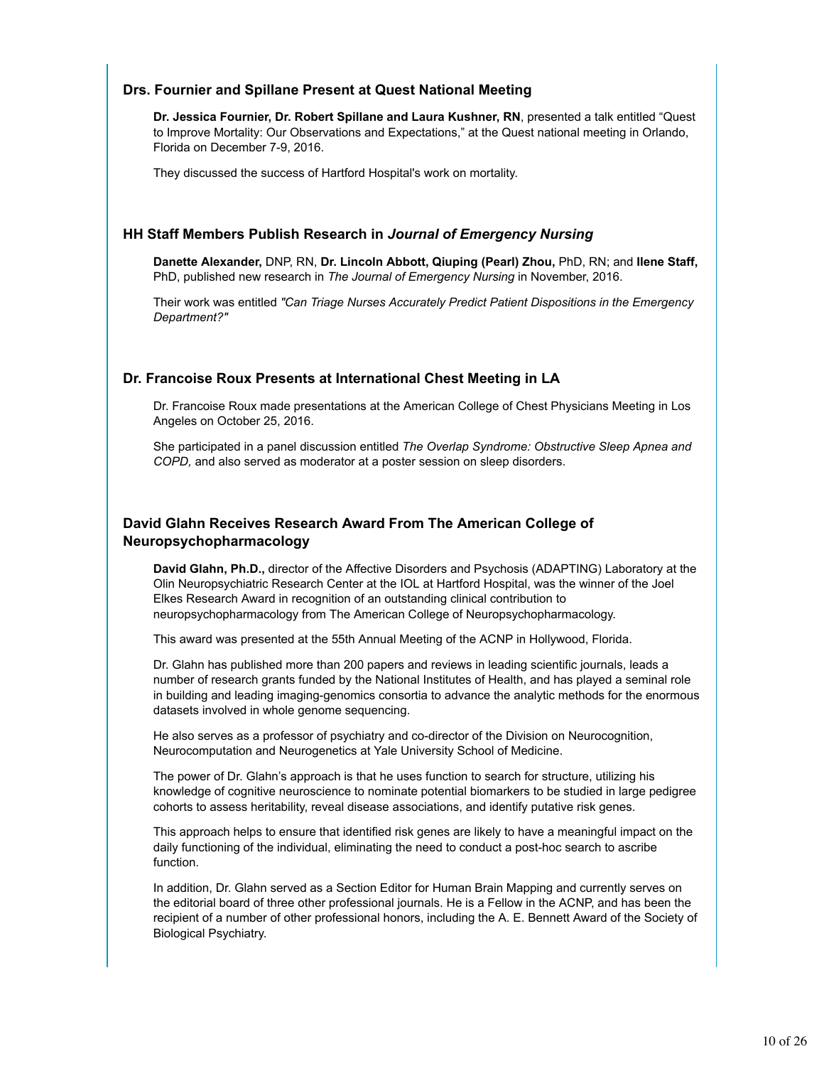### Drs. Fournier and Spillane Present at Quest National Meeting

**Dr. Jessica Fournier, Dr. Robert Spillane and Laura Kushner, RN**, presented a talk entitled "Quest to Improve Mortality: Our Observations and Expectations," at the Quest national meeting in Orlando, Florida on December 7-9, 2016.

They discussed the success of Hartford Hospital's work on mortality.

### HH Staff Members Publish Research in *Journal of Emergency Nursing*

**Danette Alexander,** DNP, RN, **Dr. Lincoln Abbott, Qiuping (Pearl) Zhou,** PhD, RN; and **Ilene Staff,** PhD, published new research in *The Journal of Emergency Nursing* in November, 2016.

Their work was entitled *"Can Triage Nurses Accurately Predict Patient Dispositions in the Emergency Department?"*

### Dr. Francoise Roux Presents at International Chest Meeting in LA

Dr. Francoise Roux made presentations at the American College of Chest Physicians Meeting in Los Angeles on October 25, 2016.

She participated in a panel discussion entitled *The Overlap Syndrome: Obstructive Sleep Apnea and COPD,* and also served as moderator at a poster session on sleep disorders.

### David Glahn Receives Research Award From The American College of Neuropsychopharmacology

**David Glahn, Ph.D.,** director of the Affective Disorders and Psychosis (ADAPTING) Laboratory at the Olin Neuropsychiatric Research Center at the IOL at Hartford Hospital, was the winner of the Joel Elkes Research Award in recognition of an outstanding clinical contribution to neuropsychopharmacology from The American College of Neuropsychopharmacology.

This award was presented at the 55th Annual Meeting of the ACNP in Hollywood, Florida.

Dr. Glahn has published more than 200 papers and reviews in leading scientific journals, leads a number of research grants funded by the National Institutes of Health, and has played a seminal role in building and leading imaging-genomics consortia to advance the analytic methods for the enormous datasets involved in whole genome sequencing.

He also serves as a professor of psychiatry and co-director of the Division on Neurocognition, Neurocomputation and Neurogenetics at Yale University School of Medicine.

The power of Dr. Glahn's approach is that he uses function to search for structure, utilizing his knowledge of cognitive neuroscience to nominate potential biomarkers to be studied in large pedigree cohorts to assess heritability, reveal disease associations, and identify putative risk genes.

This approach helps to ensure that identified risk genes are likely to have a meaningful impact on the daily functioning of the individual, eliminating the need to conduct a post-hoc search to ascribe function.

In addition, Dr. Glahn served as a Section Editor for Human Brain Mapping and currently serves on the editorial board of three other professional journals. He is a Fellow in the ACNP, and has been the recipient of a number of other professional honors, including the A. E. Bennett Award of the Society of Biological Psychiatry.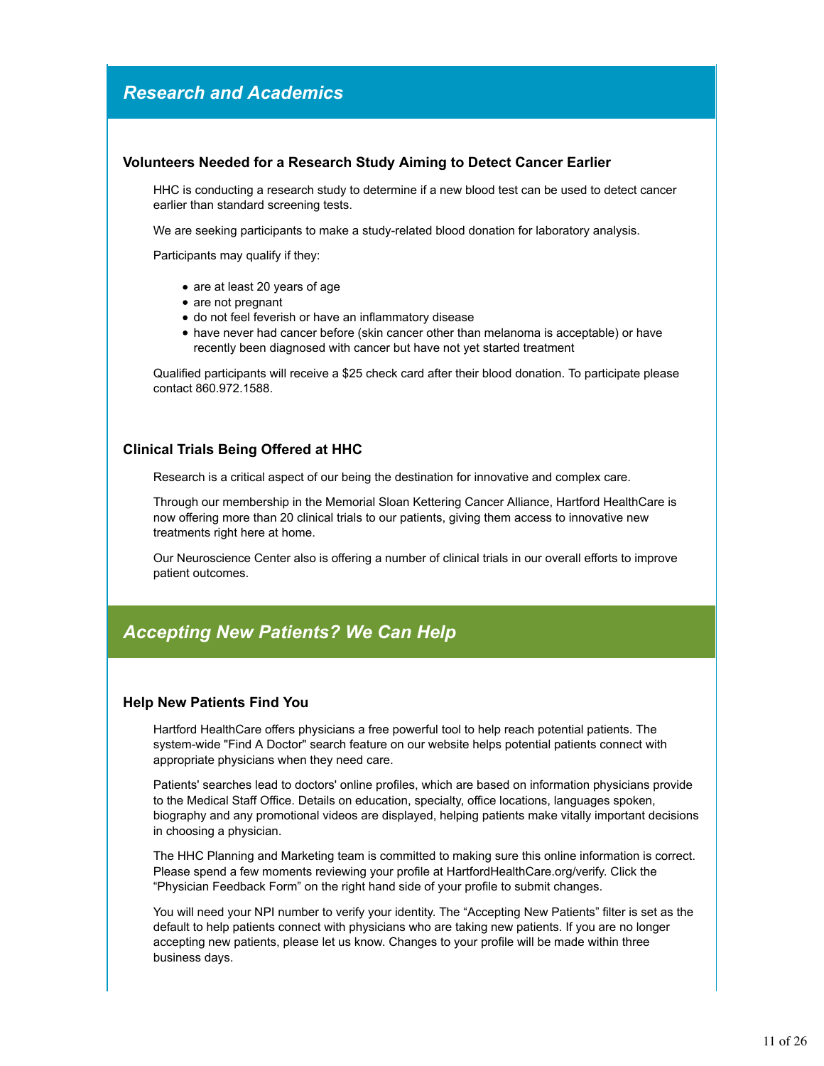## *Research and Academics*

### Volunteers Needed for a Research Study Aiming to Detect Cancer Earlier

HHC is conducting a research study to determine if a new blood test can be used to detect cancer earlier than standard screening tests.

We are seeking participants to make a study-related blood donation for laboratory analysis.

Participants may qualify if they:

- are at least 20 years of age
- are not pregnant
- do not feel feverish or have an inflammatory disease
- have never had cancer before (skin cancer other than melanoma is acceptable) or have recently been diagnosed with cancer but have not yet started treatment

Qualified participants will receive a $25 check card after their blood donation. To participate please contact 860.972.1588.

### Clinical Trials Being Offered at HHC

Research is a critical aspect of our being the destination for innovative and complex care.

Through our membership in the Memorial Sloan Kettering Cancer Alliance, Hartford HealthCare is now offering more than 20 clinical trials to our patients, giving them access to innovative new treatments right here at home.

Our Neuroscience Center also is offering a number of clinical trials in our overall efforts to improve patient outcomes.

## *Accepting New Patients? We Can Help*

### Help New Patients Find You

Hartford HealthCare offers physicians a free powerful tool to help reach potential patients. The system-wide "Find A Doctor" search feature on our website helps potential patients connect with appropriate physicians when they need care.

Patients' searches lead to doctors' online profiles, which are based on information physicians provide to the Medical Staff Office. Details on education, specialty, office locations, languages spoken, biography and any promotional videos are displayed, helping patients make vitally important decisions in choosing a physician.

The HHC Planning and Marketing team is committed to making sure this online information is correct. Please spend a few moments reviewing your profile at HartfordHealthCare.org/verify. Click the “Physician Feedback Form” on the right hand side of your profile to submit changes.

You will need your NPI number to verify your identity. The “Accepting New Patients” filter is set as the default to help patients connect with physicians who are taking new patients. If you are no longer accepting new patients, please let us know. Changes to your profile will be made within three business days.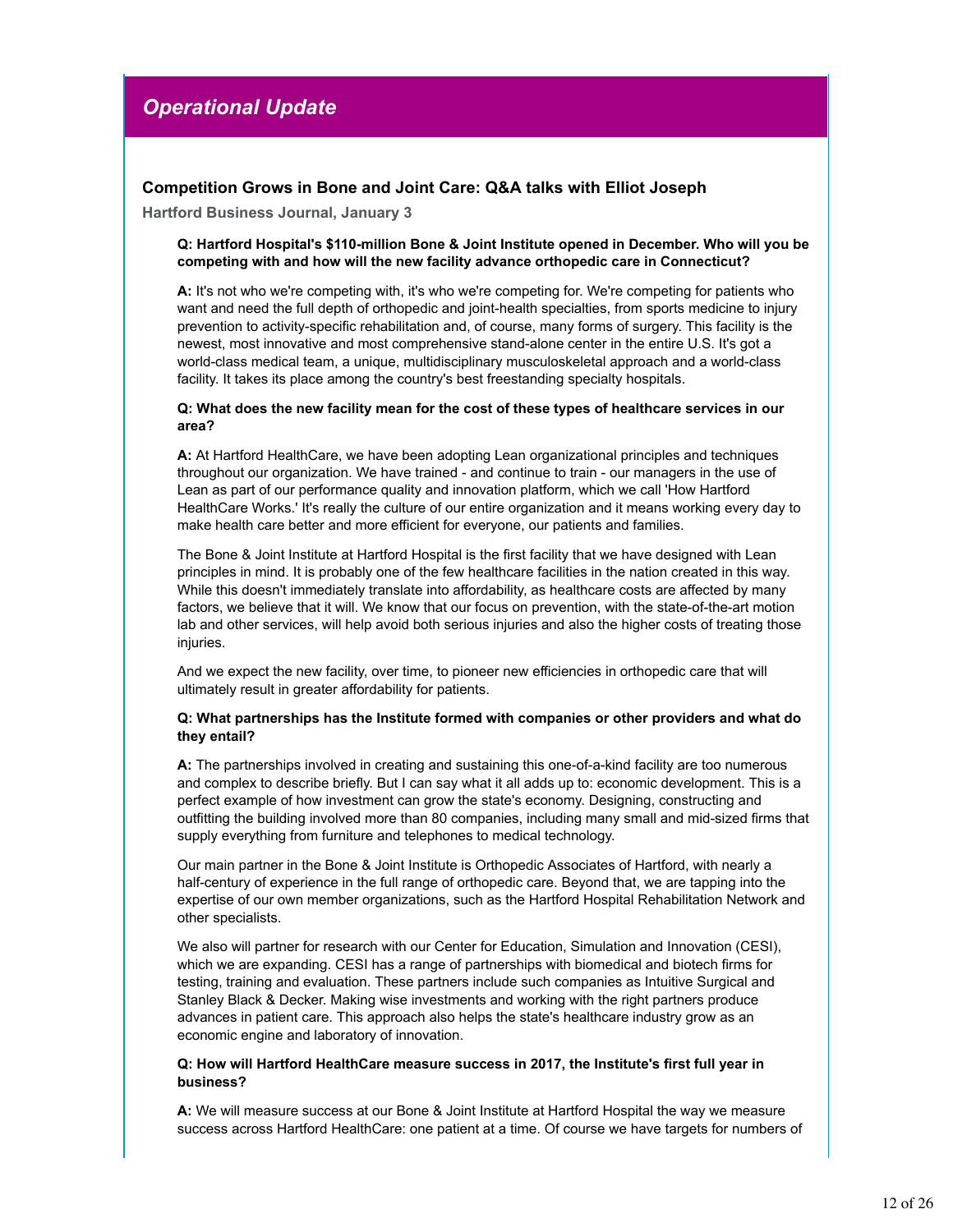## *Operational Update*

### Competition Grows in Bone and Joint Care: Q&A talks with Elliot Joseph

**Hartford Business Journal, January 3**

**Q: Hartford Hospital's $110-million Bone & Joint Institute opened in December. Who will you be competing with and how will the new facility advance orthopedic care in Connecticut?**

**A:** It's not who we're competing with, it's who we're competing for. We're competing for patients who want and need the full depth of orthopedic and joint-health specialties, from sports medicine to injury prevention to activity-specific rehabilitation and, of course, many forms of surgery. This facility is the newest, most innovative and most comprehensive stand-alone center in the entire U.S. It's got a world-class medical team, a unique, multidisciplinary musculoskeletal approach and a world-class facility. It takes its place among the country's best freestanding specialty hospitals.

**Q: What does the new facility mean for the cost of these types of healthcare services in our area?**

**A:** At Hartford HealthCare, we have been adopting Lean organizational principles and techniques throughout our organization. We have trained - and continue to train - our managers in the use of Lean as part of our performance quality and innovation platform, which we call 'How Hartford HealthCare Works.' It's really the culture of our entire organization and it means working every day to make health care better and more efficient for everyone, our patients and families.

The Bone & Joint Institute at Hartford Hospital is the first facility that we have designed with Lean principles in mind. It is probably one of the few healthcare facilities in the nation created in this way. While this doesn't immediately translate into affordability, as healthcare costs are affected by many factors, we believe that it will. We know that our focus on prevention, with the state-of-the-art motion lab and other services, will help avoid both serious injuries and also the higher costs of treating those injuries.

And we expect the new facility, over time, to pioneer new efficiencies in orthopedic care that will ultimately result in greater affordability for patients.

**Q: What partnerships has the Institute formed with companies or other providers and what do they entail?**

**A:** The partnerships involved in creating and sustaining this one-of-a-kind facility are too numerous and complex to describe briefly. But I can say what it all adds up to: economic development. This is a perfect example of how investment can grow the state's economy. Designing, constructing and outfitting the building involved more than 80 companies, including many small and mid-sized firms that supply everything from furniture and telephones to medical technology.

Our main partner in the Bone & Joint Institute is Orthopedic Associates of Hartford, with nearly a half-century of experience in the full range of orthopedic care. Beyond that, we are tapping into the expertise of our own member organizations, such as the Hartford Hospital Rehabilitation Network and other specialists.

We also will partner for research with our Center for Education, Simulation and Innovation (CESI), which we are expanding. CESI has a range of partnerships with biomedical and biotech firms for testing, training and evaluation. These partners include such companies as Intuitive Surgical and Stanley Black & Decker. Making wise investments and working with the right partners produce advances in patient care. This approach also helps the state's healthcare industry grow as an economic engine and laboratory of innovation.

**Q: How will Hartford HealthCare measure success in 2017, the Institute's first full year in business?**

**A:** We will measure success at our Bone & Joint Institute at Hartford Hospital the way we measure success across Hartford HealthCare: one patient at a time. Of course we have targets for numbers of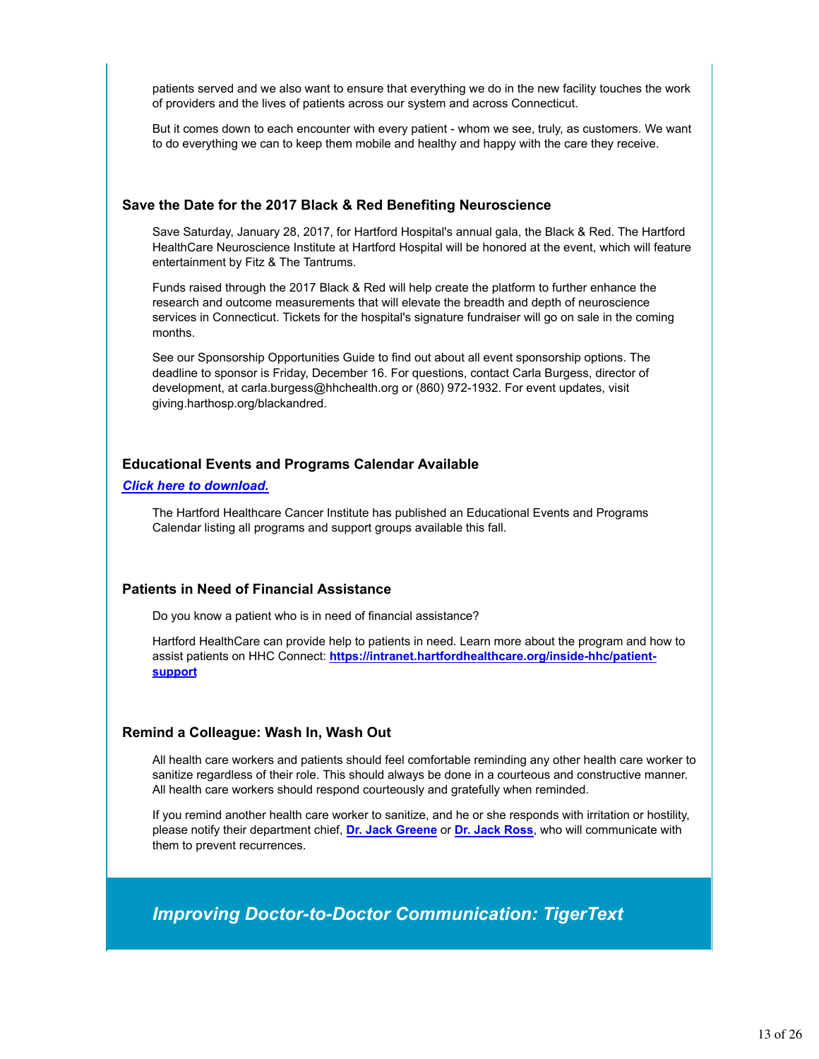patients served and we also want to ensure that everything we do in the new facility touches the work of providers and the lives of patients across our system and across Connecticut.

But it comes down to each encounter with every patient - whom we see, truly, as customers. We want to do everything we can to keep them mobile and healthy and happy with the care they receive.

### Save the Date for the 2017 Black & Red Benefiting Neuroscience

Save Saturday, January 28, 2017, for Hartford Hospital's annual gala, the Black & Red. The Hartford HealthCare Neuroscience Institute at Hartford Hospital will be honored at the event, which will feature entertainment by Fitz & The Tantrums.

Funds raised through the 2017 Black & Red will help create the platform to further enhance the research and outcome measurements that will elevate the breadth and depth of neuroscience services in Connecticut. Tickets for the hospital's signature fundraiser will go on sale in the coming months.

See our Sponsorship Opportunities Guide to find out about all event sponsorship options. The deadline to sponsor is Friday, December 16. For questions, contact Carla Burgess, director of development, at carla.burgess@hhchealth.org or (860) 972-1932. For event updates, visit giving.harthosp.org/blackandred.

### Educational Events and Programs Calendar Available

***Click here to download.***

The Hartford Healthcare Cancer Institute has published an Educational Events and Programs Calendar listing all programs and support groups available this fall.

### Patients in Need of Financial Assistance

Do you know a patient who is in need of financial assistance?

Hartford HealthCare can provide help to patients in need. Learn more about the program and how to assist patients on HHC Connect: **https://intranet.hartfordhealthcare.org/inside-hhc/patient-support**

### Remind a Colleague: Wash In, Wash Out

All health care workers and patients should feel comfortable reminding any other health care worker to sanitize regardless of their role. This should always be done in a courteous and constructive manner. All health care workers should respond courteously and gratefully when reminded.

If you remind another health care worker to sanitize, and he or she responds with irritation or hostility, please notify their department chief, **Dr. Jack Greene** or **Dr. Jack Ross**, who will communicate with them to prevent recurrences.

## *Improving Doctor-to-Doctor Communication: TigerText*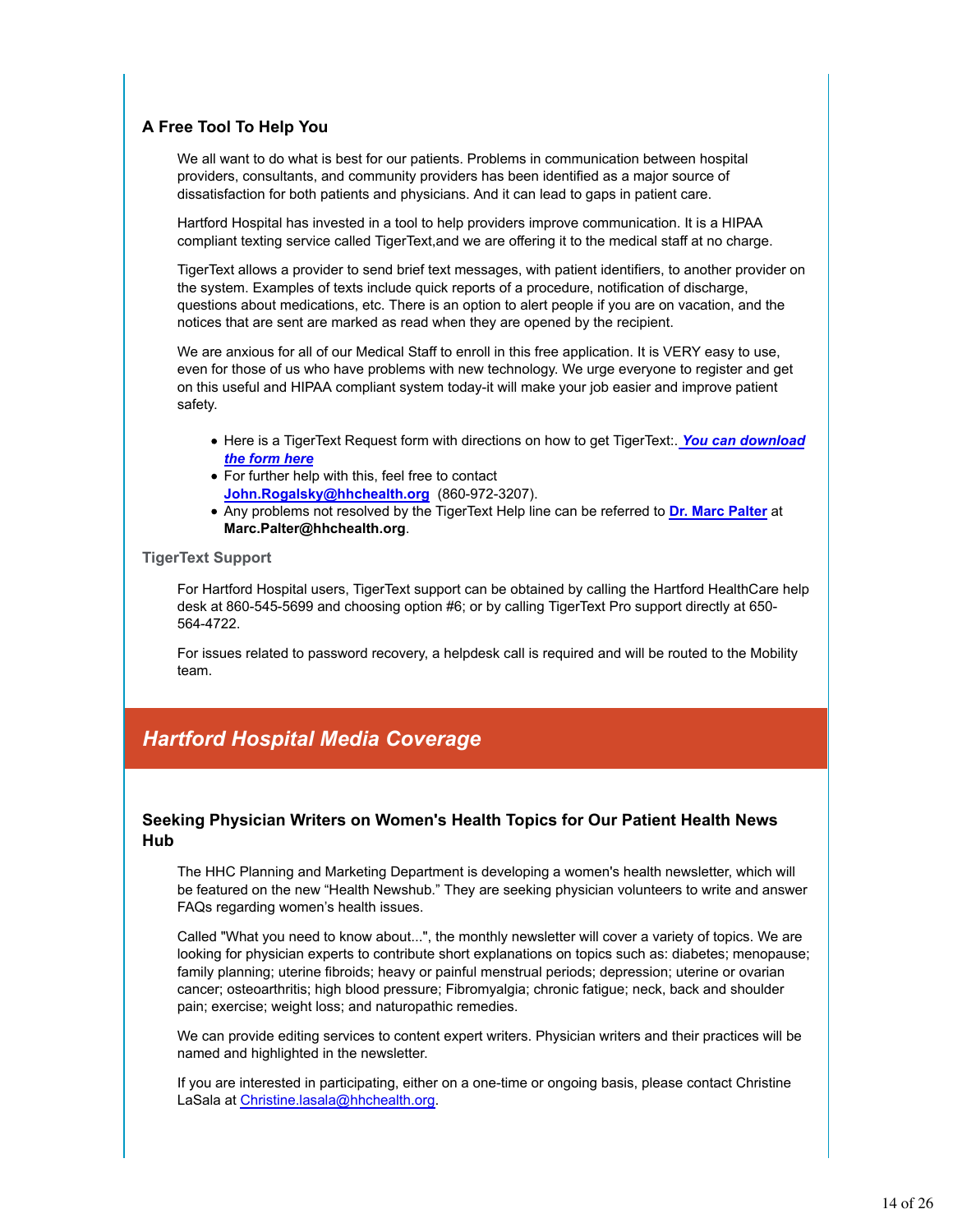### A Free Tool To Help You

We all want to do what is best for our patients. Problems in communication between hospital providers, consultants, and community providers has been identified as a major source of dissatisfaction for both patients and physicians. And it can lead to gaps in patient care.

Hartford Hospital has invested in a tool to help providers improve communication. It is a HIPAA compliant texting service called TigerText,and we are offering it to the medical staff at no charge.

TigerText allows a provider to send brief text messages, with patient identifiers, to another provider on the system. Examples of texts include quick reports of a procedure, notification of discharge, questions about medications, etc. There is an option to alert people if you are on vacation, and the notices that are sent are marked as read when they are opened by the recipient.

We are anxious for all of our Medical Staff to enroll in this free application. It is VERY easy to use, even for those of us who have problems with new technology. We urge everyone to register and get on this useful and HIPAA compliant system today-it will make your job easier and improve patient safety.

- Here is a TigerText Request form with directions on how to get TigerText:. ***You can download the form here***
- For further help with this, feel free to contact **John.Rogalsky@hhchealth.org** (860-972-3207).
- Any problems not resolved by the TigerText Help line can be referred to **Dr. Marc Palter** at **Marc.Palter@hhchealth.org**.

#### TigerText Support

For Hartford Hospital users, TigerText support can be obtained by calling the Hartford HealthCare help desk at 860-545-5699 and choosing option #6; or by calling TigerText Pro support directly at 650-564-4722.

For issues related to password recovery, a helpdesk call is required and will be routed to the Mobility team.

## *Hartford Hospital Media Coverage*

### Seeking Physician Writers on Women's Health Topics for Our Patient Health News Hub

The HHC Planning and Marketing Department is developing a women's health newsletter, which will be featured on the new "Health Newshub." They are seeking physician volunteers to write and answer FAQs regarding women's health issues.

Called "What you need to know about...", the monthly newsletter will cover a variety of topics. We are looking for physician experts to contribute short explanations on topics such as: diabetes; menopause; family planning; uterine fibroids; heavy or painful menstrual periods; depression; uterine or ovarian cancer; osteoarthritis; high blood pressure; Fibromyalgia; chronic fatigue; neck, back and shoulder pain; exercise; weight loss; and naturopathic remedies.

We can provide editing services to content expert writers. Physician writers and their practices will be named and highlighted in the newsletter.

If you are interested in participating, either on a one-time or ongoing basis, please contact Christine LaSala at Christine.lasala@hhchealth.org.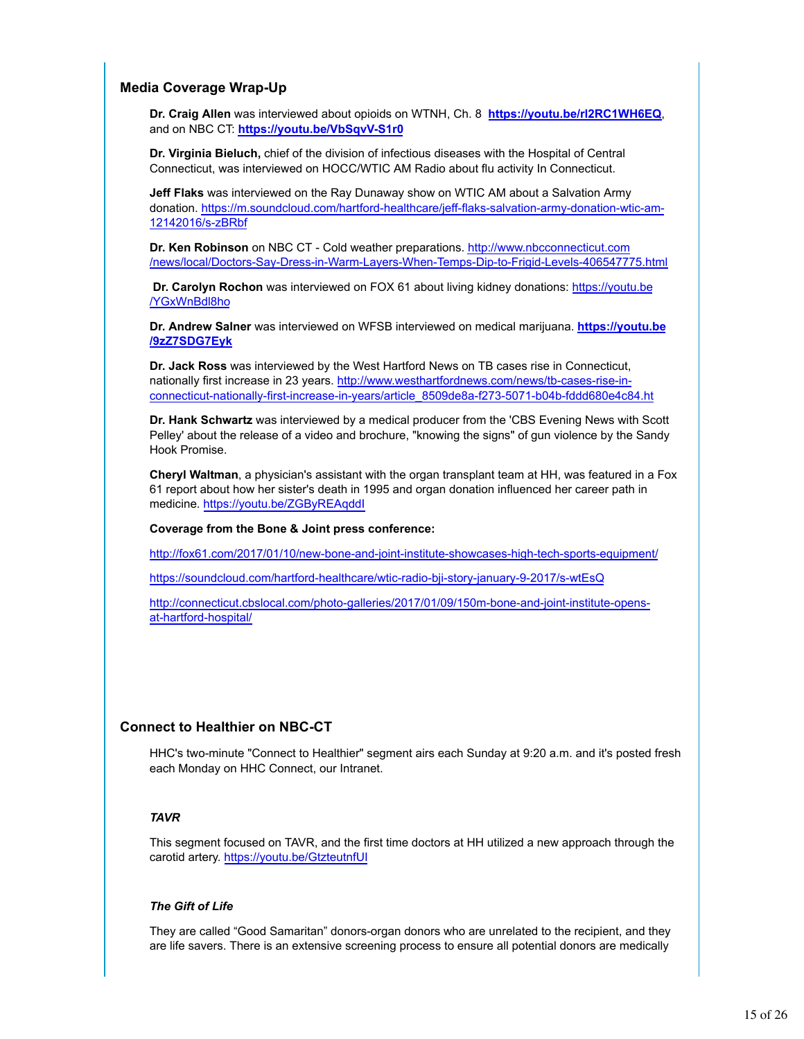## Media Coverage Wrap-Up

**Dr. Craig Allen** was interviewed about opioids on WTNH, Ch. 8 **https://youtu.be/rl2RC1WH6EQ**, and on NBC CT: **https://youtu.be/VbSqvV-S1r0**

**Dr. Virginia Bieluch,** chief of the division of infectious diseases with the Hospital of Central Connecticut, was interviewed on HOCC/WTIC AM Radio about flu activity In Connecticut.

**Jeff Flaks** was interviewed on the Ray Dunaway show on WTIC AM about a Salvation Army donation. https://m.soundcloud.com/hartford-healthcare/jeff-flaks-salvation-army-donation-wtic-am-12142016/s-zBRbf

**Dr. Ken Robinson** on NBC CT - Cold weather preparations. http://www.nbcconnecticut.com/news/local/Doctors-Say-Dress-in-Warm-Layers-When-Temps-Dip-to-Frigid-Levels-406547775.html

**Dr. Carolyn Rochon** was interviewed on FOX 61 about living kidney donations: https://youtu.be/YGxWnBdl8ho

**Dr. Andrew Salner** was interviewed on WFSB interviewed on medical marijuana. **https://youtu.be/9zZ7SDG7Eyk**

**Dr. Jack Ross** was interviewed by the West Hartford News on TB cases rise in Connecticut, nationally first increase in 23 years. http://www.westhartfordnews.com/news/tb-cases-rise-in-connecticut-nationally-first-increase-in-years/article_8509de8a-f273-5071-b04b-fddd680e4c84.ht

**Dr. Hank Schwartz** was interviewed by a medical producer from the 'CBS Evening News with Scott Pelley' about the release of a video and brochure, "knowing the signs" of gun violence by the Sandy Hook Promise.

**Cheryl Waltman**, a physician's assistant with the organ transplant team at HH, was featured in a Fox 61 report about how her sister's death in 1995 and organ donation influenced her career path in medicine. https://youtu.be/ZGByREAqddI

**Coverage from the Bone & Joint press conference:**

http://fox61.com/2017/01/10/new-bone-and-joint-institute-showcases-high-tech-sports-equipment/

https://soundcloud.com/hartford-healthcare/wtic-radio-bji-story-january-9-2017/s-wtEsQ

http://connecticut.cbslocal.com/photo-galleries/2017/01/09/150m-bone-and-joint-institute-opens-at-hartford-hospital/

## Connect to Healthier on NBC-CT

HHC's two-minute "Connect to Healthier" segment airs each Sunday at 9:20 a.m. and it's posted fresh each Monday on HHC Connect, our Intranet.

### *TAVR*

This segment focused on TAVR, and the first time doctors at HH utilized a new approach through the carotid artery. https://youtu.be/GtzteutnfUI

### *The Gift of Life*

They are called "Good Samaritan" donors-organ donors who are unrelated to the recipient, and they are life savers. There is an extensive screening process to ensure all potential donors are medically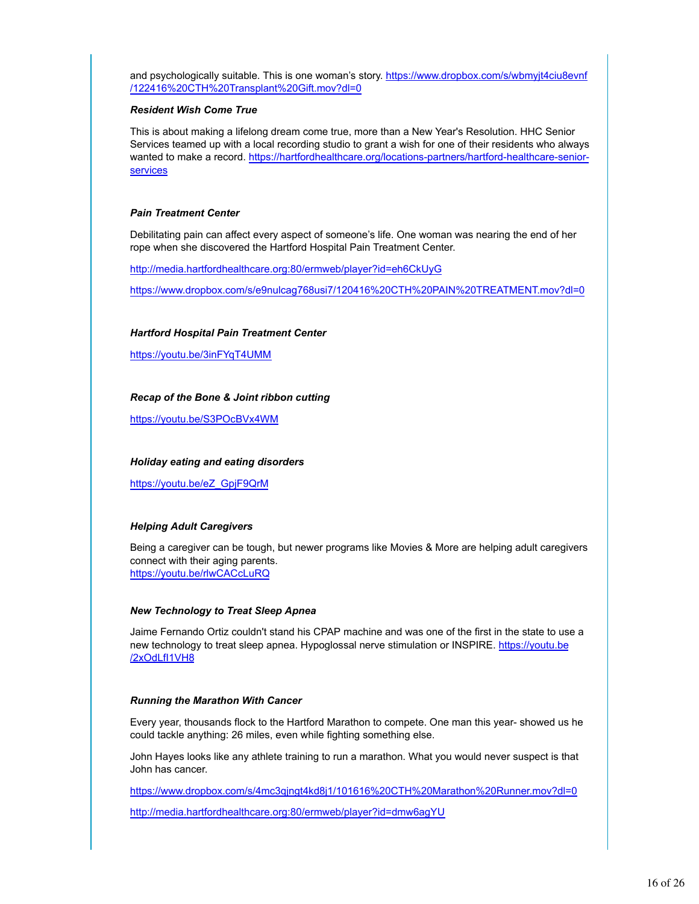and psychologically suitable. This is one woman's story. https://www.dropbox.com/s/wbmyjt4ciu8evnf/122416%20CTH%20Transplant%20Gift.mov?dl=0

***Resident Wish Come True***

This is about making a lifelong dream come true, more than a New Year's Resolution. HHC Senior Services teamed up with a local recording studio to grant a wish for one of their residents who always wanted to make a record. https://hartfordhealthcare.org/locations-partners/hartford-healthcare-senior-services

***Pain Treatment Center***

Debilitating pain can affect every aspect of someone's life. One woman was nearing the end of her rope when she discovered the Hartford Hospital Pain Treatment Center.

http://media.hartfordhealthcare.org:80/ermweb/player?id=eh6CkUyG

https://www.dropbox.com/s/e9nulcag768usi7/120416%20CTH%20PAIN%20TREATMENT.mov?dl=0

***Hartford Hospital Pain Treatment Center***

https://youtu.be/3inFYqT4UMM

***Recap of the Bone & Joint ribbon cutting***

https://youtu.be/S3POcBVx4WM

***Holiday eating and eating disorders***

https://youtu.be/eZ_GpjF9QrM

***Helping Adult Caregivers***

Being a caregiver can be tough, but newer programs like Movies & More are helping adult caregivers connect with their aging parents.
https://youtu.be/rlwCACcLuRQ

***New Technology to Treat Sleep Apnea***

Jaime Fernando Ortiz couldn't stand his CPAP machine and was one of the first in the state to use a new technology to treat sleep apnea. Hypoglossal nerve stimulation or INSPIRE. https://youtu.be/2xOdLfI1VH8

***Running the Marathon With Cancer***

Every year, thousands flock to the Hartford Marathon to compete. One man this year- showed us he could tackle anything: 26 miles, even while fighting something else.

John Hayes looks like any athlete training to run a marathon. What you would never suspect is that John has cancer.

https://www.dropbox.com/s/4mc3qjngt4kd8j1/101616%20CTH%20Marathon%20Runner.mov?dl=0

http://media.hartfordhealthcare.org:80/ermweb/player?id=dmw6agYU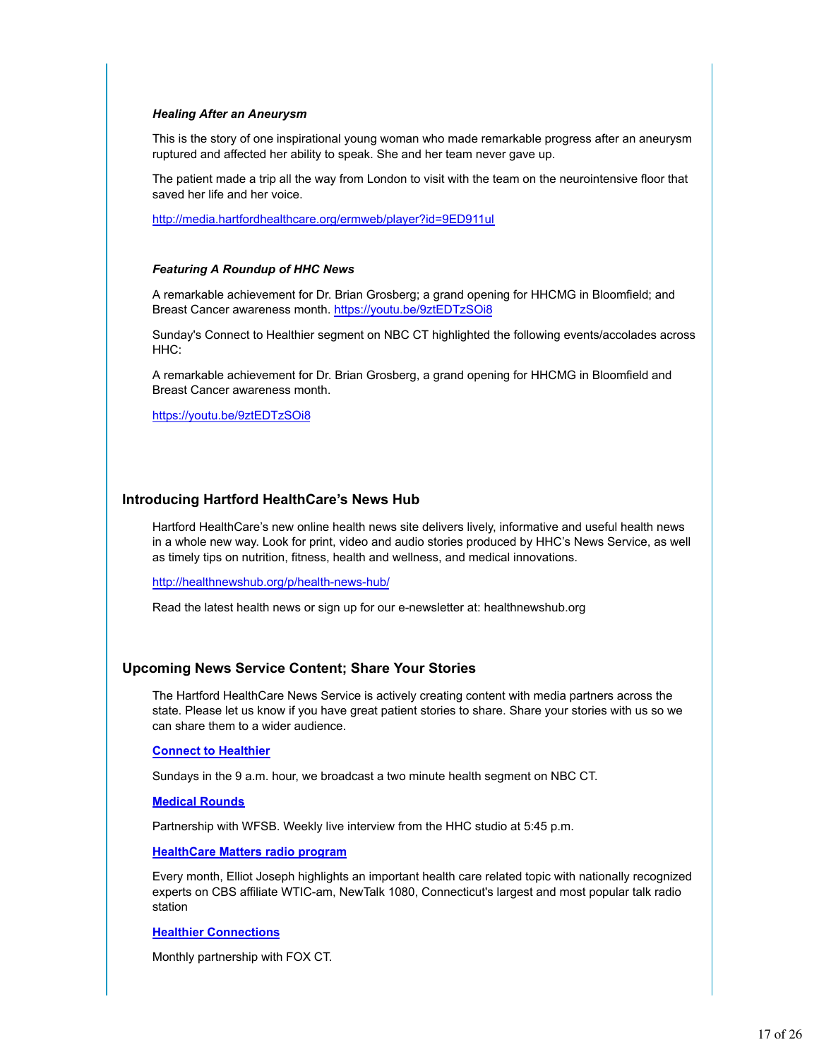***Healing After an Aneurysm***

This is the story of one inspirational young woman who made remarkable progress after an aneurysm ruptured and affected her ability to speak. She and her team never gave up.

The patient made a trip all the way from London to visit with the team on the neurointensive floor that saved her life and her voice.

http://media.hartfordhealthcare.org/ermweb/player?id=9ED911ul

***Featuring A Roundup of HHC News***

A remarkable achievement for Dr. Brian Grosberg; a grand opening for HHCMG in Bloomfield; and Breast Cancer awareness month. https://youtu.be/9ztEDTzSOi8

Sunday's Connect to Healthier segment on NBC CT highlighted the following events/accolades across HHC:

A remarkable achievement for Dr. Brian Grosberg, a grand opening for HHCMG in Bloomfield and Breast Cancer awareness month.

https://youtu.be/9ztEDTzSOi8

## Introducing Hartford HealthCare's News Hub

Hartford HealthCare's new online health news site delivers lively, informative and useful health news in a whole new way. Look for print, video and audio stories produced by HHC's News Service, as well as timely tips on nutrition, fitness, health and wellness, and medical innovations.

http://healthnewshub.org/p/health-news-hub/

Read the latest health news or sign up for our e-newsletter at: healthnewshub.org

## Upcoming News Service Content; Share Your Stories

The Hartford HealthCare News Service is actively creating content with media partners across the state. Please let us know if you have great patient stories to share. Share your stories with us so we can share them to a wider audience.

**Connect to Healthier**

Sundays in the 9 a.m. hour, we broadcast a two minute health segment on NBC CT.

**Medical Rounds**

Partnership with WFSB. Weekly live interview from the HHC studio at 5:45 p.m.

**HealthCare Matters radio program**

Every month, Elliot Joseph highlights an important health care related topic with nationally recognized experts on CBS affiliate WTIC-am, NewTalk 1080, Connecticut's largest and most popular talk radio station

**Healthier Connections**

Monthly partnership with FOX CT.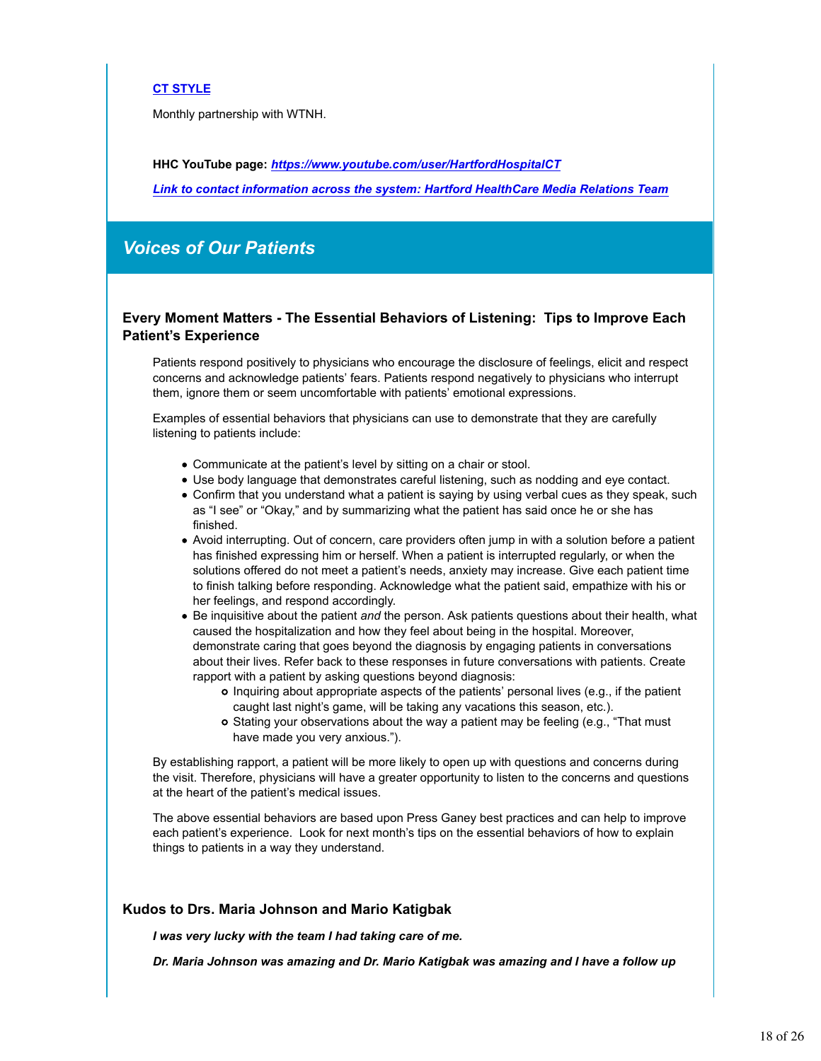**[CT STYLE]**

Monthly partnership with WTNH.

**HHC YouTube page:** ***https://www.youtube.com/user/HartfordHospitalCT***

***Link to contact information across the system: Hartford HealthCare Media Relations Team***

## *Voices of Our Patients*

### Every Moment Matters - The Essential Behaviors of Listening: Tips to Improve Each Patient's Experience

Patients respond positively to physicians who encourage the disclosure of feelings, elicit and respect concerns and acknowledge patients' fears. Patients respond negatively to physicians who interrupt them, ignore them or seem uncomfortable with patients' emotional expressions.

Examples of essential behaviors that physicians can use to demonstrate that they are carefully listening to patients include:

- Communicate at the patient's level by sitting on a chair or stool.
- Use body language that demonstrates careful listening, such as nodding and eye contact.
- Confirm that you understand what a patient is saying by using verbal cues as they speak, such as "I see" or "Okay," and by summarizing what the patient has said once he or she has finished.
- Avoid interrupting. Out of concern, care providers often jump in with a solution before a patient has finished expressing him or herself. When a patient is interrupted regularly, or when the solutions offered do not meet a patient's needs, anxiety may increase. Give each patient time to finish talking before responding. Acknowledge what the patient said, empathize with his or her feelings, and respond accordingly.
- Be inquisitive about the patient *and* the person. Ask patients questions about their health, what caused the hospitalization and how they feel about being in the hospital. Moreover, demonstrate caring that goes beyond the diagnosis by engaging patients in conversations about their lives. Refer back to these responses in future conversations with patients. Create rapport with a patient by asking questions beyond diagnosis:
    - Inquiring about appropriate aspects of the patients' personal lives (e.g., if the patient caught last night's game, will be taking any vacations this season, etc.).
    - Stating your observations about the way a patient may be feeling (e.g., "That must have made you very anxious.").

By establishing rapport, a patient will be more likely to open up with questions and concerns during the visit. Therefore, physicians will have a greater opportunity to listen to the concerns and questions at the heart of the patient's medical issues.

The above essential behaviors are based upon Press Ganey best practices and can help to improve each patient's experience. Look for next month's tips on the essential behaviors of how to explain things to patients in a way they understand.

### Kudos to Drs. Maria Johnson and Mario Katigbak

***I was very lucky with the team I had taking care of me.***

***Dr. Maria Johnson was amazing and Dr. Mario Katigbak was amazing and I have a follow up***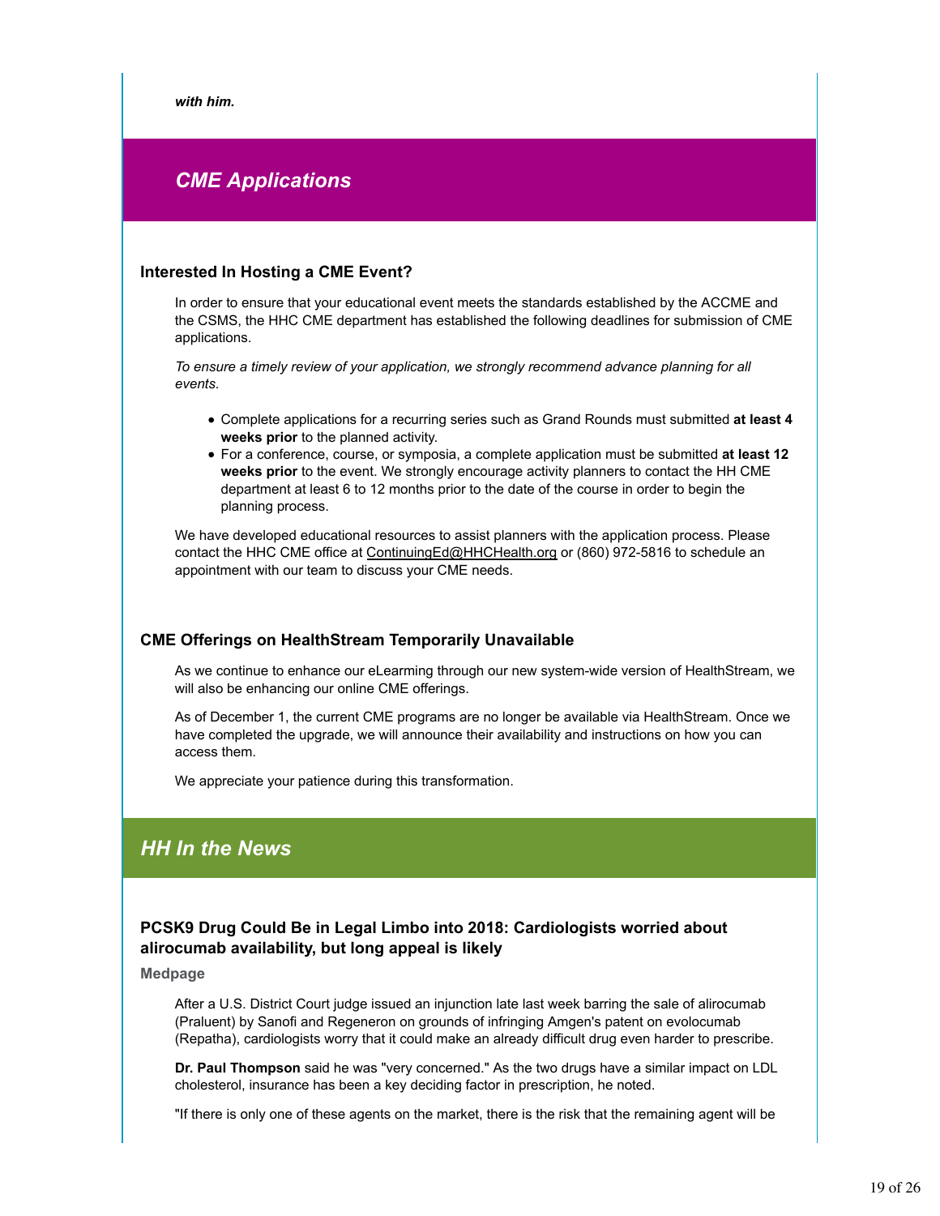***with him.***

## *CME Applications*

### Interested In Hosting a CME Event?

In order to ensure that your educational event meets the standards established by the ACCME and the CSMS, the HHC CME department has established the following deadlines for submission of CME applications.

*To ensure a timely review of your application, we strongly recommend advance planning for all events.*

- Complete applications for a recurring series such as Grand Rounds must submitted **at least 4 weeks prior** to the planned activity.
- For a conference, course, or symposia, a complete application must be submitted **at least 12 weeks prior** to the event. We strongly encourage activity planners to contact the HH CME department at least 6 to 12 months prior to the date of the course in order to begin the planning process.

We have developed educational resources to assist planners with the application process. Please contact the HHC CME office at ContinuingEd@HHCHealth.org or (860) 972-5816 to schedule an appointment with our team to discuss your CME needs.

### CME Offerings on HealthStream Temporarily Unavailable

As we continue to enhance our eLearning through our new system-wide version of HealthStream, we will also be enhancing our online CME offerings.

As of December 1, the current CME programs are no longer be available via HealthStream. Once we have completed the upgrade, we will announce their availability and instructions on how you can access them.

We appreciate your patience during this transformation.

## *HH In the News*

### PCSK9 Drug Could Be in Legal Limbo into 2018: Cardiologists worried about alirocumab availability, but long appeal is likely

**Medpage**

After a U.S. District Court judge issued an injunction late last week barring the sale of alirocumab (Praluent) by Sanofi and Regeneron on grounds of infringing Amgen's patent on evolocumab (Repatha), cardiologists worry that it could make an already difficult drug even harder to prescribe.

**Dr. Paul Thompson** said he was "very concerned." As the two drugs have a similar impact on LDL cholesterol, insurance has been a key deciding factor in prescription, he noted.

"If there is only one of these agents on the market, there is the risk that the remaining agent will be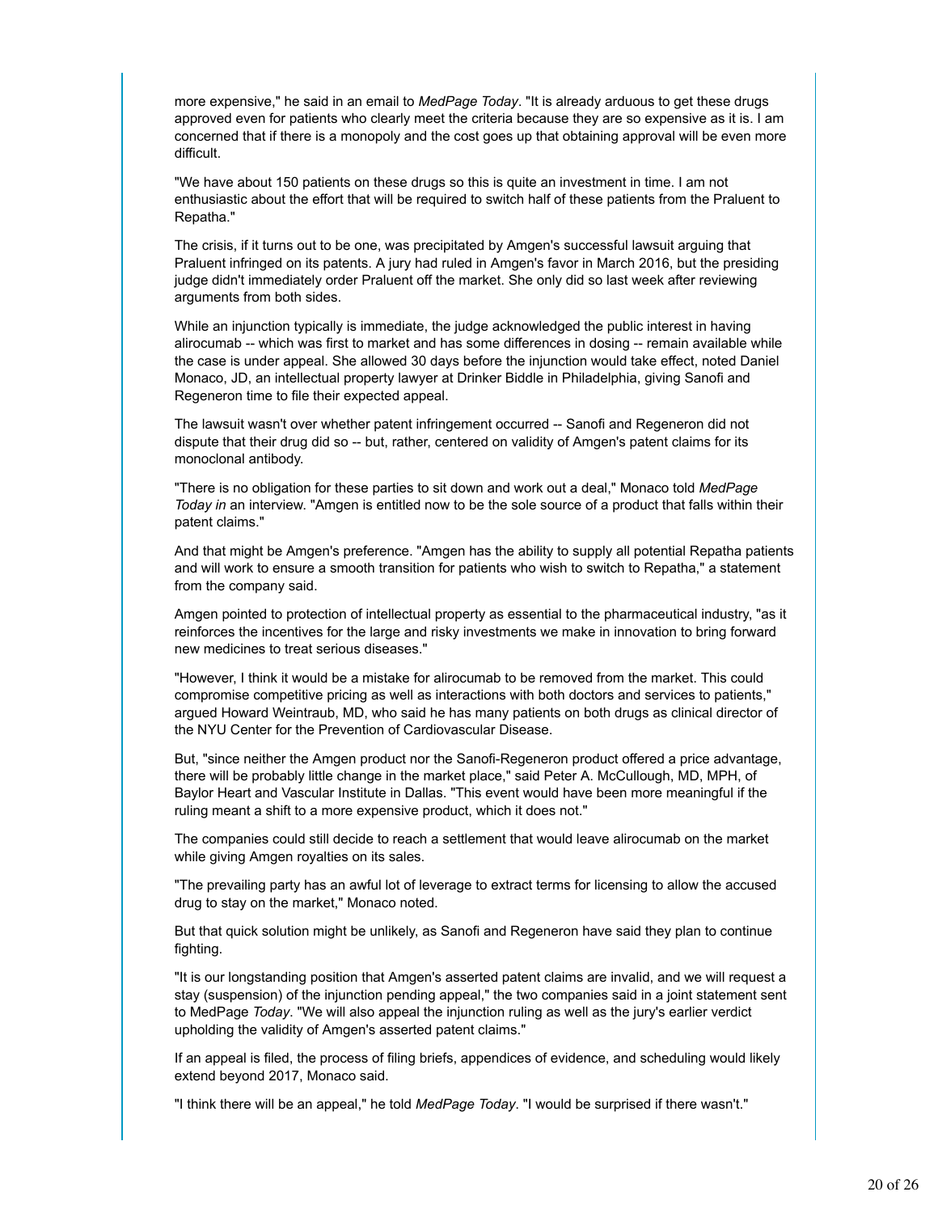more expensive," he said in an email to *MedPage Today*. "It is already arduous to get these drugs approved even for patients who clearly meet the criteria because they are so expensive as it is. I am concerned that if there is a monopoly and the cost goes up that obtaining approval will be even more difficult.

"We have about 150 patients on these drugs so this is quite an investment in time. I am not enthusiastic about the effort that will be required to switch half of these patients from the Praluent to Repatha."

The crisis, if it turns out to be one, was precipitated by Amgen's successful lawsuit arguing that Praluent infringed on its patents. A jury had ruled in Amgen's favor in March 2016, but the presiding judge didn't immediately order Praluent off the market. She only did so last week after reviewing arguments from both sides.

While an injunction typically is immediate, the judge acknowledged the public interest in having alirocumab -- which was first to market and has some differences in dosing -- remain available while the case is under appeal. She allowed 30 days before the injunction would take effect, noted Daniel Monaco, JD, an intellectual property lawyer at Drinker Biddle in Philadelphia, giving Sanofi and Regeneron time to file their expected appeal.

The lawsuit wasn't over whether patent infringement occurred -- Sanofi and Regeneron did not dispute that their drug did so -- but, rather, centered on validity of Amgen's patent claims for its monoclonal antibody.

"There is no obligation for these parties to sit down and work out a deal," Monaco told *MedPage Today in* an interview. "Amgen is entitled now to be the sole source of a product that falls within their patent claims."

And that might be Amgen's preference. "Amgen has the ability to supply all potential Repatha patients and will work to ensure a smooth transition for patients who wish to switch to Repatha," a statement from the company said.

Amgen pointed to protection of intellectual property as essential to the pharmaceutical industry, "as it reinforces the incentives for the large and risky investments we make in innovation to bring forward new medicines to treat serious diseases."

"However, I think it would be a mistake for alirocumab to be removed from the market. This could compromise competitive pricing as well as interactions with both doctors and services to patients," argued Howard Weintraub, MD, who said he has many patients on both drugs as clinical director of the NYU Center for the Prevention of Cardiovascular Disease.

But, "since neither the Amgen product nor the Sanofi-Regeneron product offered a price advantage, there will be probably little change in the market place," said Peter A. McCullough, MD, MPH, of Baylor Heart and Vascular Institute in Dallas. "This event would have been more meaningful if the ruling meant a shift to a more expensive product, which it does not."

The companies could still decide to reach a settlement that would leave alirocumab on the market while giving Amgen royalties on its sales.

"The prevailing party has an awful lot of leverage to extract terms for licensing to allow the accused drug to stay on the market," Monaco noted.

But that quick solution might be unlikely, as Sanofi and Regeneron have said they plan to continue fighting.

"It is our longstanding position that Amgen's asserted patent claims are invalid, and we will request a stay (suspension) of the injunction pending appeal," the two companies said in a joint statement sent to MedPage *Today*. "We will also appeal the injunction ruling as well as the jury's earlier verdict upholding the validity of Amgen's asserted patent claims."

If an appeal is filed, the process of filing briefs, appendices of evidence, and scheduling would likely extend beyond 2017, Monaco said.

"I think there will be an appeal," he told *MedPage Today*. "I would be surprised if there wasn't."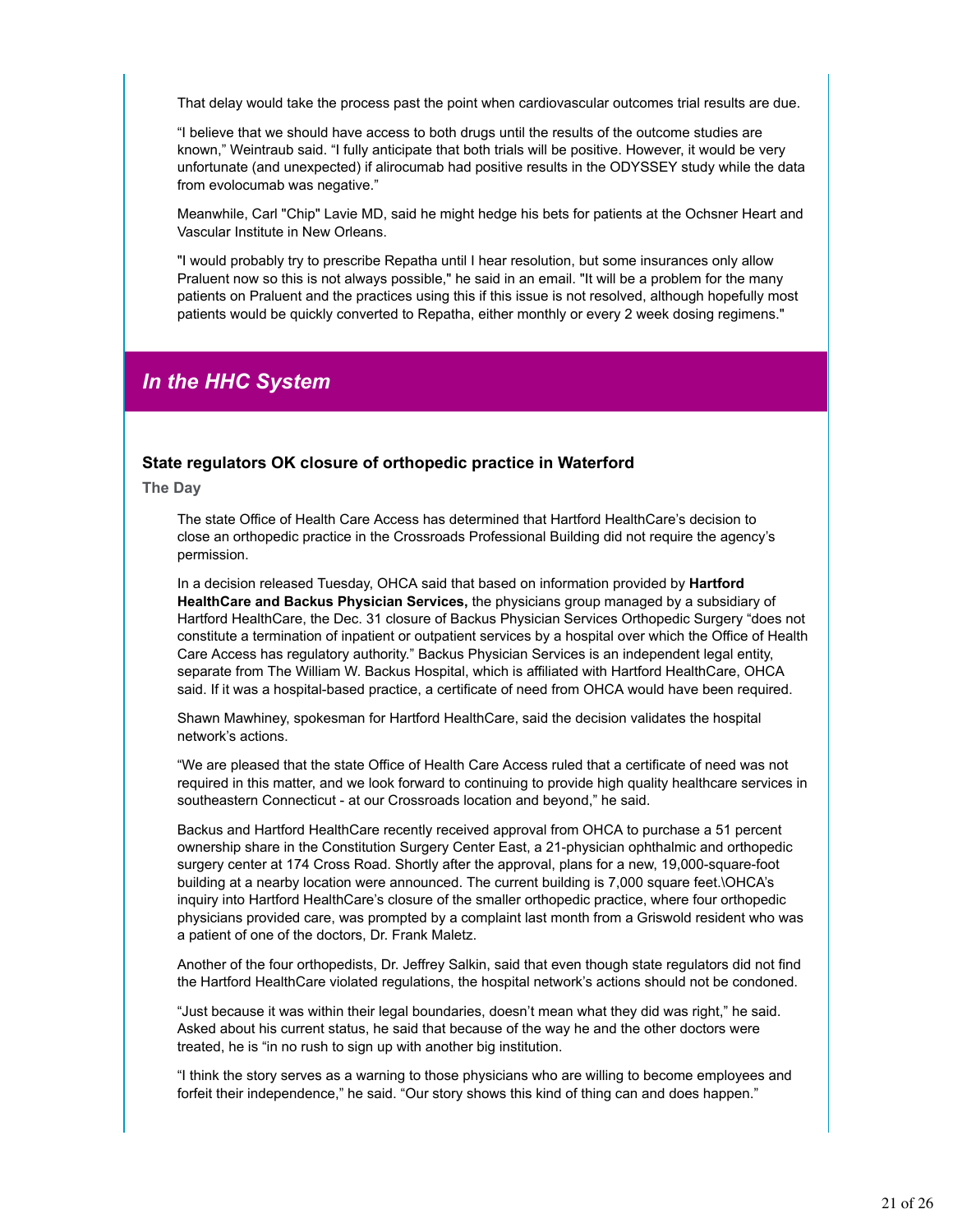That delay would take the process past the point when cardiovascular outcomes trial results are due.

"I believe that we should have access to both drugs until the results of the outcome studies are known," Weintraub said. "I fully anticipate that both trials will be positive. However, it would be very unfortunate (and unexpected) if alirocumab had positive results in the ODYSSEY study while the data from evolocumab was negative."

Meanwhile, Carl "Chip" Lavie MD, said he might hedge his bets for patients at the Ochsner Heart and Vascular Institute in New Orleans.

"I would probably try to prescribe Repatha until I hear resolution, but some insurances only allow Praluent now so this is not always possible," he said in an email. "It will be a problem for the many patients on Praluent and the practices using this if this issue is not resolved, although hopefully most patients would be quickly converted to Repatha, either monthly or every 2 week dosing regimens."

## *In the HHC System*

### State regulators OK closure of orthopedic practice in Waterford

**The Day**

The state Office of Health Care Access has determined that Hartford HealthCare's decision to close an orthopedic practice in the Crossroads Professional Building did not require the agency's permission.

In a decision released Tuesday, OHCA said that based on information provided by **Hartford HealthCare and Backus Physician Services,** the physicians group managed by a subsidiary of Hartford HealthCare, the Dec. 31 closure of Backus Physician Services Orthopedic Surgery "does not constitute a termination of inpatient or outpatient services by a hospital over which the Office of Health Care Access has regulatory authority." Backus Physician Services is an independent legal entity, separate from The William W. Backus Hospital, which is affiliated with Hartford HealthCare, OHCA said. If it was a hospital-based practice, a certificate of need from OHCA would have been required.

Shawn Mawhiney, spokesman for Hartford HealthCare, said the decision validates the hospital network's actions.

"We are pleased that the state Office of Health Care Access ruled that a certificate of need was not required in this matter, and we look forward to continuing to provide high quality healthcare services in southeastern Connecticut - at our Crossroads location and beyond," he said.

Backus and Hartford HealthCare recently received approval from OHCA to purchase a 51 percent ownership share in the Constitution Surgery Center East, a 21-physician ophthalmic and orthopedic surgery center at 174 Cross Road. Shortly after the approval, plans for a new, 19,000-square-foot building at a nearby location were announced. The current building is 7,000 square feet.\OHCA's inquiry into Hartford HealthCare's closure of the smaller orthopedic practice, where four orthopedic physicians provided care, was prompted by a complaint last month from a Griswold resident who was a patient of one of the doctors, Dr. Frank Maletz.

Another of the four orthopedists, Dr. Jeffrey Salkin, said that even though state regulators did not find the Hartford HealthCare violated regulations, the hospital network's actions should not be condoned.

"Just because it was within their legal boundaries, doesn't mean what they did was right," he said. Asked about his current status, he said that because of the way he and the other doctors were treated, he is "in no rush to sign up with another big institution.

"I think the story serves as a warning to those physicians who are willing to become employees and forfeit their independence," he said. "Our story shows this kind of thing can and does happen."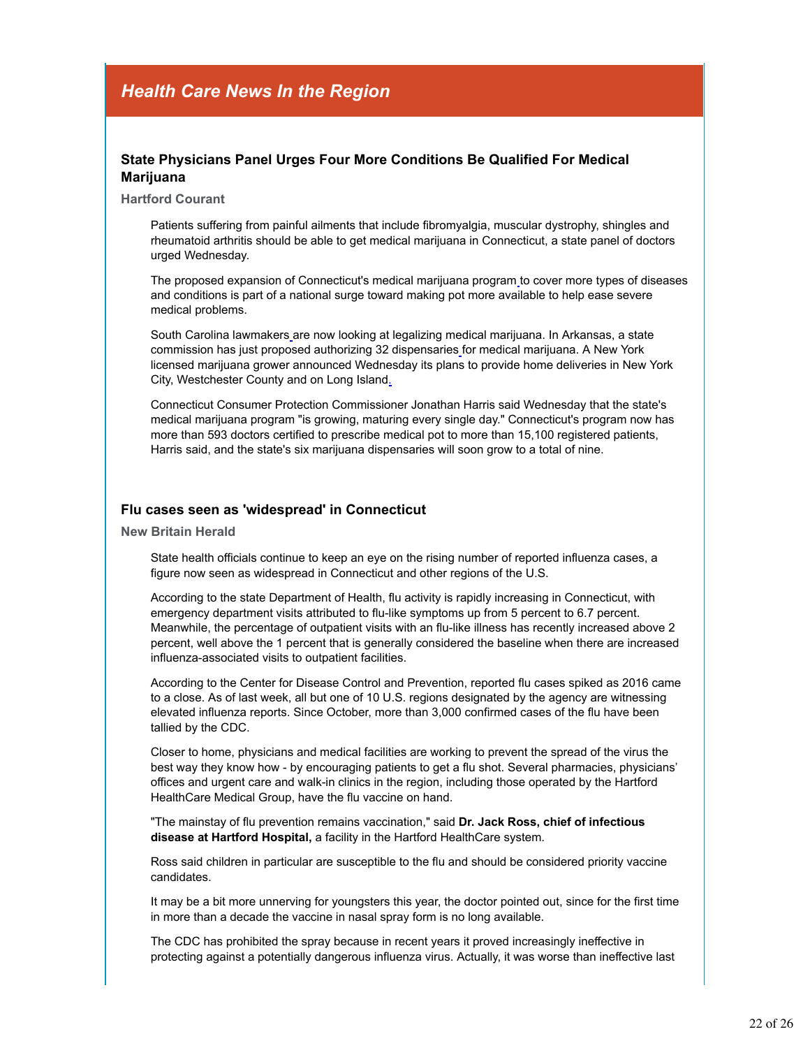## *Health Care News In the Region*

### State Physicians Panel Urges Four More Conditions Be Qualified For Medical Marijuana

**Hartford Courant**

Patients suffering from painful ailments that include fibromyalgia, muscular dystrophy, shingles and rheumatoid arthritis should be able to get medical marijuana in Connecticut, a state panel of doctors urged Wednesday.

The proposed expansion of Connecticut's medical marijuana program to cover more types of diseases and conditions is part of a national surge toward making pot more available to help ease severe medical problems.

South Carolina lawmakers are now looking at legalizing medical marijuana. In Arkansas, a state commission has just proposed authorizing 32 dispensaries for medical marijuana. A New York licensed marijuana grower announced Wednesday its plans to provide home deliveries in New York City, Westchester County and on Long Island.

Connecticut Consumer Protection Commissioner Jonathan Harris said Wednesday that the state's medical marijuana program "is growing, maturing every single day." Connecticut's program now has more than 593 doctors certified to prescribe medical pot to more than 15,100 registered patients, Harris said, and the state's six marijuana dispensaries will soon grow to a total of nine.

### Flu cases seen as 'widespread' in Connecticut

**New Britain Herald**

State health officials continue to keep an eye on the rising number of reported influenza cases, a figure now seen as widespread in Connecticut and other regions of the U.S.

According to the state Department of Health, flu activity is rapidly increasing in Connecticut, with emergency department visits attributed to flu-like symptoms up from 5 percent to 6.7 percent. Meanwhile, the percentage of outpatient visits with an flu-like illness has recently increased above 2 percent, well above the 1 percent that is generally considered the baseline when there are increased influenza-associated visits to outpatient facilities.

According to the Center for Disease Control and Prevention, reported flu cases spiked as 2016 came to a close. As of last week, all but one of 10 U.S. regions designated by the agency are witnessing elevated influenza reports. Since October, more than 3,000 confirmed cases of the flu have been tallied by the CDC.

Closer to home, physicians and medical facilities are working to prevent the spread of the virus the best way they know how - by encouraging patients to get a flu shot. Several pharmacies, physicians' offices and urgent care and walk-in clinics in the region, including those operated by the Hartford HealthCare Medical Group, have the flu vaccine on hand.

"The mainstay of flu prevention remains vaccination," said **Dr. Jack Ross, chief of infectious disease at Hartford Hospital,** a facility in the Hartford HealthCare system.

Ross said children in particular are susceptible to the flu and should be considered priority vaccine candidates.

It may be a bit more unnerving for youngsters this year, the doctor pointed out, since for the first time in more than a decade the vaccine in nasal spray form is no long available.

The CDC has prohibited the spray because in recent years it proved increasingly ineffective in protecting against a potentially dangerous influenza virus. Actually, it was worse than ineffective last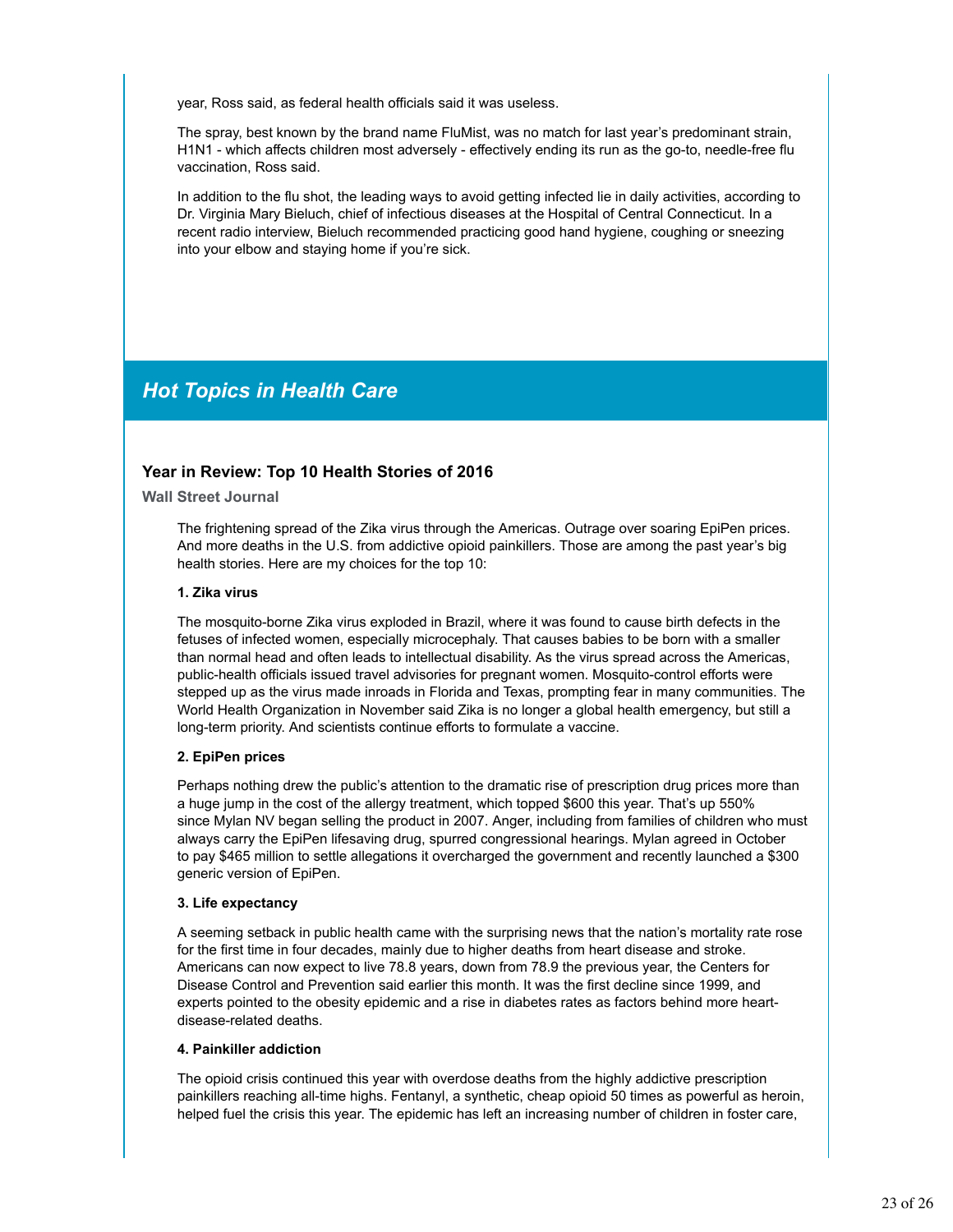year, Ross said, as federal health officials said it was useless.

The spray, best known by the brand name FluMist, was no match for last year's predominant strain, H1N1 - which affects children most adversely - effectively ending its run as the go-to, needle-free flu vaccination, Ross said.

In addition to the flu shot, the leading ways to avoid getting infected lie in daily activities, according to Dr. Virginia Mary Bieluch, chief of infectious diseases at the Hospital of Central Connecticut. In a recent radio interview, Bieluch recommended practicing good hand hygiene, coughing or sneezing into your elbow and staying home if you're sick.

## *Hot Topics in Health Care*

### Year in Review: Top 10 Health Stories of 2016

**Wall Street Journal**

The frightening spread of the Zika virus through the Americas. Outrage over soaring EpiPen prices. And more deaths in the U.S. from addictive opioid painkillers. Those are among the past year's big health stories. Here are my choices for the top 10:

**1. Zika virus**

The mosquito-borne Zika virus exploded in Brazil, where it was found to cause birth defects in the fetuses of infected women, especially microcephaly. That causes babies to be born with a smaller than normal head and often leads to intellectual disability. As the virus spread across the Americas, public-health officials issued travel advisories for pregnant women. Mosquito-control efforts were stepped up as the virus made inroads in Florida and Texas, prompting fear in many communities. The World Health Organization in November said Zika is no longer a global health emergency, but still a long-term priority. And scientists continue efforts to formulate a vaccine.

**2. EpiPen prices**

Perhaps nothing drew the public's attention to the dramatic rise of prescription drug prices more than a huge jump in the cost of the allergy treatment, which topped $600 this year. That's up 550% since Mylan NV began selling the product in 2007. Anger, including from families of children who must always carry the EpiPen lifesaving drug, spurred congressional hearings. Mylan agreed in October to pay $465 million to settle allegations it overcharged the government and recently launched a $300 generic version of EpiPen.

**3. Life expectancy**

A seeming setback in public health came with the surprising news that the nation's mortality rate rose for the first time in four decades, mainly due to higher deaths from heart disease and stroke. Americans can now expect to live 78.8 years, down from 78.9 the previous year, the Centers for Disease Control and Prevention said earlier this month. It was the first decline since 1999, and experts pointed to the obesity epidemic and a rise in diabetes rates as factors behind more heart-disease-related deaths.

**4. Painkiller addiction**

The opioid crisis continued this year with overdose deaths from the highly addictive prescription painkillers reaching all-time highs. Fentanyl, a synthetic, cheap opioid 50 times as powerful as heroin, helped fuel the crisis this year. The epidemic has left an increasing number of children in foster care,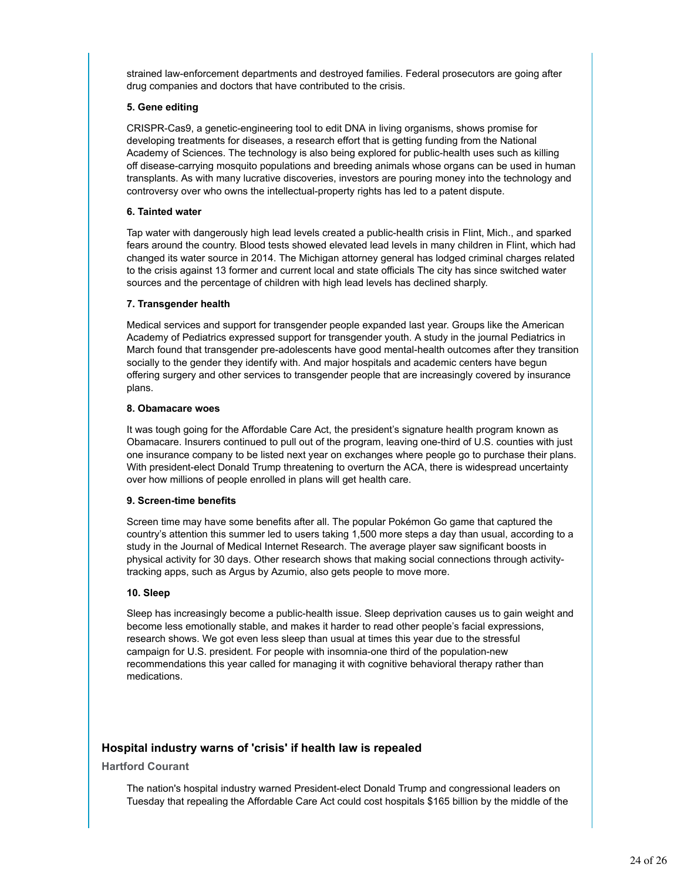strained law-enforcement departments and destroyed families. Federal prosecutors are going after drug companies and doctors that have contributed to the crisis.

**5. Gene editing**

CRISPR-Cas9, a genetic-engineering tool to edit DNA in living organisms, shows promise for developing treatments for diseases, a research effort that is getting funding from the National Academy of Sciences. The technology is also being explored for public-health uses such as killing off disease-carrying mosquito populations and breeding animals whose organs can be used in human transplants. As with many lucrative discoveries, investors are pouring money into the technology and controversy over who owns the intellectual-property rights has led to a patent dispute.

**6. Tainted water**

Tap water with dangerously high lead levels created a public-health crisis in Flint, Mich., and sparked fears around the country. Blood tests showed elevated lead levels in many children in Flint, which had changed its water source in 2014. The Michigan attorney general has lodged criminal charges related to the crisis against 13 former and current local and state officials The city has since switched water sources and the percentage of children with high lead levels has declined sharply.

**7. Transgender health**

Medical services and support for transgender people expanded last year. Groups like the American Academy of Pediatrics expressed support for transgender youth. A study in the journal Pediatrics in March found that transgender pre-adolescents have good mental-health outcomes after they transition socially to the gender they identify with. And major hospitals and academic centers have begun offering surgery and other services to transgender people that are increasingly covered by insurance plans.

**8. Obamacare woes**

It was tough going for the Affordable Care Act, the president's signature health program known as Obamacare. Insurers continued to pull out of the program, leaving one-third of U.S. counties with just one insurance company to be listed next year on exchanges where people go to purchase their plans. With president-elect Donald Trump threatening to overturn the ACA, there is widespread uncertainty over how millions of people enrolled in plans will get health care.

**9. Screen-time benefits**

Screen time may have some benefits after all. The popular Pokémon Go game that captured the country's attention this summer led to users taking 1,500 more steps a day than usual, according to a study in the Journal of Medical Internet Research. The average player saw significant boosts in physical activity for 30 days. Other research shows that making social connections through activity-tracking apps, such as Argus by Azumio, also gets people to move more.

**10. Sleep**

Sleep has increasingly become a public-health issue. Sleep deprivation causes us to gain weight and become less emotionally stable, and makes it harder to read other people's facial expressions, research shows. We got even less sleep than usual at times this year due to the stressful campaign for U.S. president. For people with insomnia-one third of the population-new recommendations this year called for managing it with cognitive behavioral therapy rather than medications.

## Hospital industry warns of 'crisis' if health law is repealed

**Hartford Courant**

The nation's hospital industry warned President-elect Donald Trump and congressional leaders on Tuesday that repealing the Affordable Care Act could cost hospitals $165 billion by the middle of the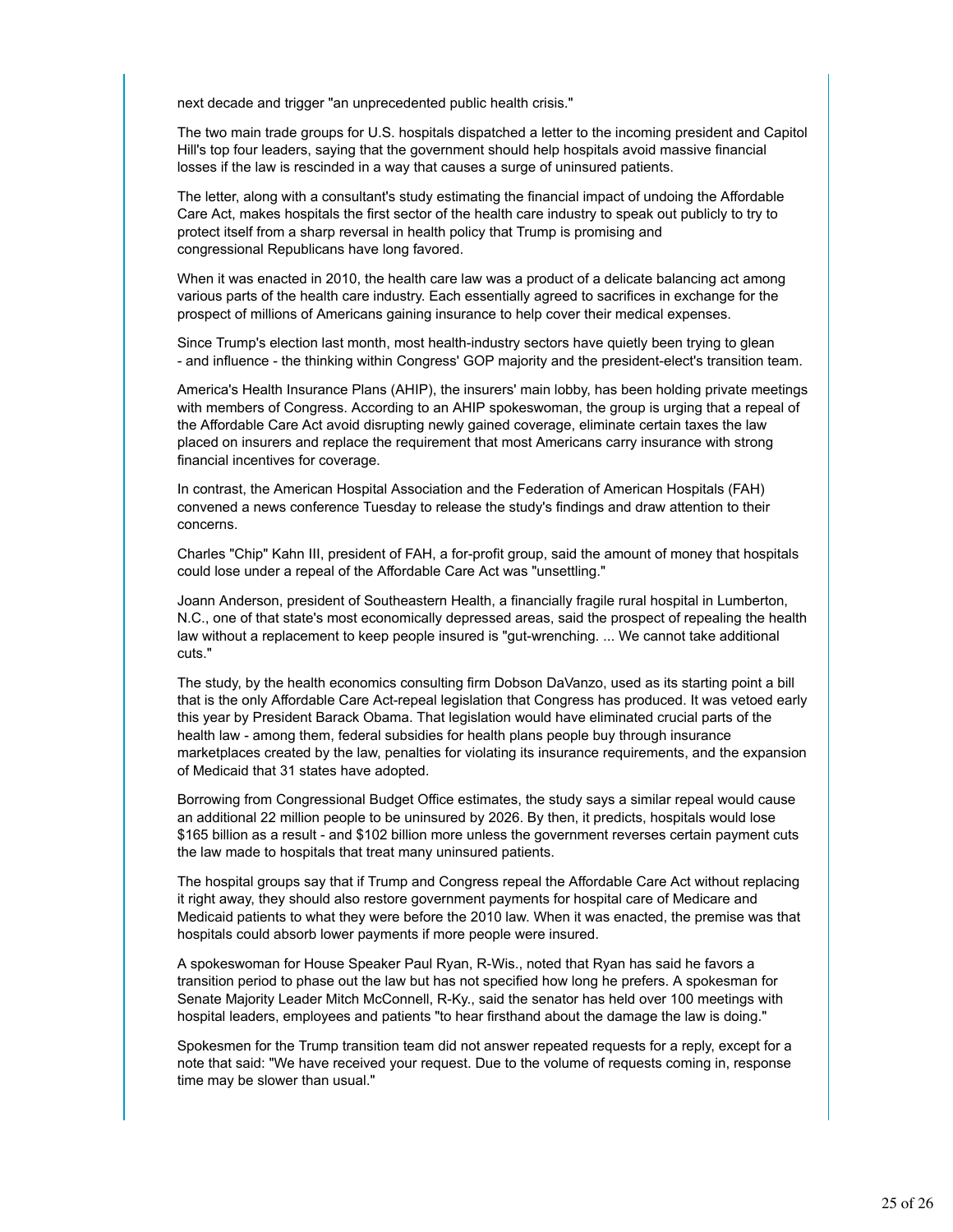next decade and trigger "an unprecedented public health crisis."

The two main trade groups for U.S. hospitals dispatched a letter to the incoming president and Capitol Hill's top four leaders, saying that the government should help hospitals avoid massive financial losses if the law is rescinded in a way that causes a surge of uninsured patients.

The letter, along with a consultant's study estimating the financial impact of undoing the Affordable Care Act, makes hospitals the first sector of the health care industry to speak out publicly to try to protect itself from a sharp reversal in health policy that Trump is promising and congressional Republicans have long favored.

When it was enacted in 2010, the health care law was a product of a delicate balancing act among various parts of the health care industry. Each essentially agreed to sacrifices in exchange for the prospect of millions of Americans gaining insurance to help cover their medical expenses.

Since Trump's election last month, most health-industry sectors have quietly been trying to glean - and influence - the thinking within Congress' GOP majority and the president-elect's transition team.

America's Health Insurance Plans (AHIP), the insurers' main lobby, has been holding private meetings with members of Congress. According to an AHIP spokeswoman, the group is urging that a repeal of the Affordable Care Act avoid disrupting newly gained coverage, eliminate certain taxes the law placed on insurers and replace the requirement that most Americans carry insurance with strong financial incentives for coverage.

In contrast, the American Hospital Association and the Federation of American Hospitals (FAH) convened a news conference Tuesday to release the study's findings and draw attention to their concerns.

Charles "Chip" Kahn III, president of FAH, a for-profit group, said the amount of money that hospitals could lose under a repeal of the Affordable Care Act was "unsettling."

Joann Anderson, president of Southeastern Health, a financially fragile rural hospital in Lumberton, N.C., one of that state's most economically depressed areas, said the prospect of repealing the health law without a replacement to keep people insured is "gut-wrenching. ... We cannot take additional cuts."

The study, by the health economics consulting firm Dobson DaVanzo, used as its starting point a bill that is the only Affordable Care Act-repeal legislation that Congress has produced. It was vetoed early this year by President Barack Obama. That legislation would have eliminated crucial parts of the health law - among them, federal subsidies for health plans people buy through insurance marketplaces created by the law, penalties for violating its insurance requirements, and the expansion of Medicaid that 31 states have adopted.

Borrowing from Congressional Budget Office estimates, the study says a similar repeal would cause an additional 22 million people to be uninsured by 2026. By then, it predicts, hospitals would lose $165 billion as a result - and $102 billion more unless the government reverses certain payment cuts the law made to hospitals that treat many uninsured patients.

The hospital groups say that if Trump and Congress repeal the Affordable Care Act without replacing it right away, they should also restore government payments for hospital care of Medicare and Medicaid patients to what they were before the 2010 law. When it was enacted, the premise was that hospitals could absorb lower payments if more people were insured.

A spokeswoman for House Speaker Paul Ryan, R-Wis., noted that Ryan has said he favors a transition period to phase out the law but has not specified how long he prefers. A spokesman for Senate Majority Leader Mitch McConnell, R-Ky., said the senator has held over 100 meetings with hospital leaders, employees and patients "to hear firsthand about the damage the law is doing."

Spokesmen for the Trump transition team did not answer repeated requests for a reply, except for a note that said: "We have received your request. Due to the volume of requests coming in, response time may be slower than usual."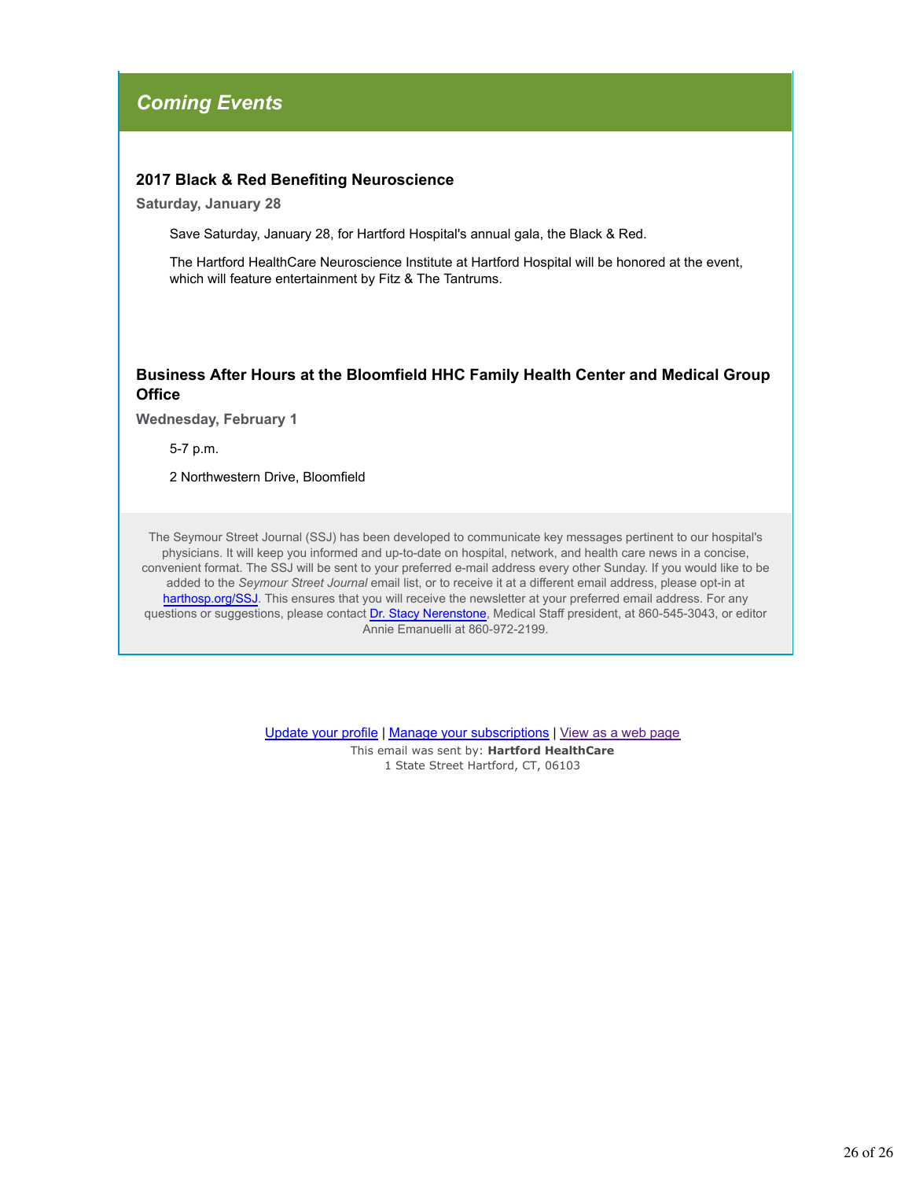## *Coming Events*

### 2017 Black & Red Benefiting Neuroscience

**Saturday, January 28**

Save Saturday, January 28, for Hartford Hospital's annual gala, the Black & Red.

The Hartford HealthCare Neuroscience Institute at Hartford Hospital will be honored at the event, which will feature entertainment by Fitz & The Tantrums.

### Business After Hours at the Bloomfield HHC Family Health Center and Medical Group Office

**Wednesday, February 1**

5-7 p.m.

2 Northwestern Drive, Bloomfield

The Seymour Street Journal (SSJ) has been developed to communicate key messages pertinent to our hospital's physicians. It will keep you informed and up-to-date on hospital, network, and health care news in a concise, convenient format. The SSJ will be sent to your preferred e-mail address every other Sunday. If you would like to be added to the *Seymour Street Journal* email list, or to receive it at a different email address, please opt-in at harthosp.org/SSJ. This ensures that you will receive the newsletter at your preferred email address. For any questions or suggestions, please contact Dr. Stacy Nerenstone, Medical Staff president, at 860-545-3043, or editor Annie Emanuelli at 860-972-2199.

Update your profile | Manage your subscriptions | View as a web page

This email was sent by: **Hartford HealthCare**
1 State Street Hartford, CT, 06103